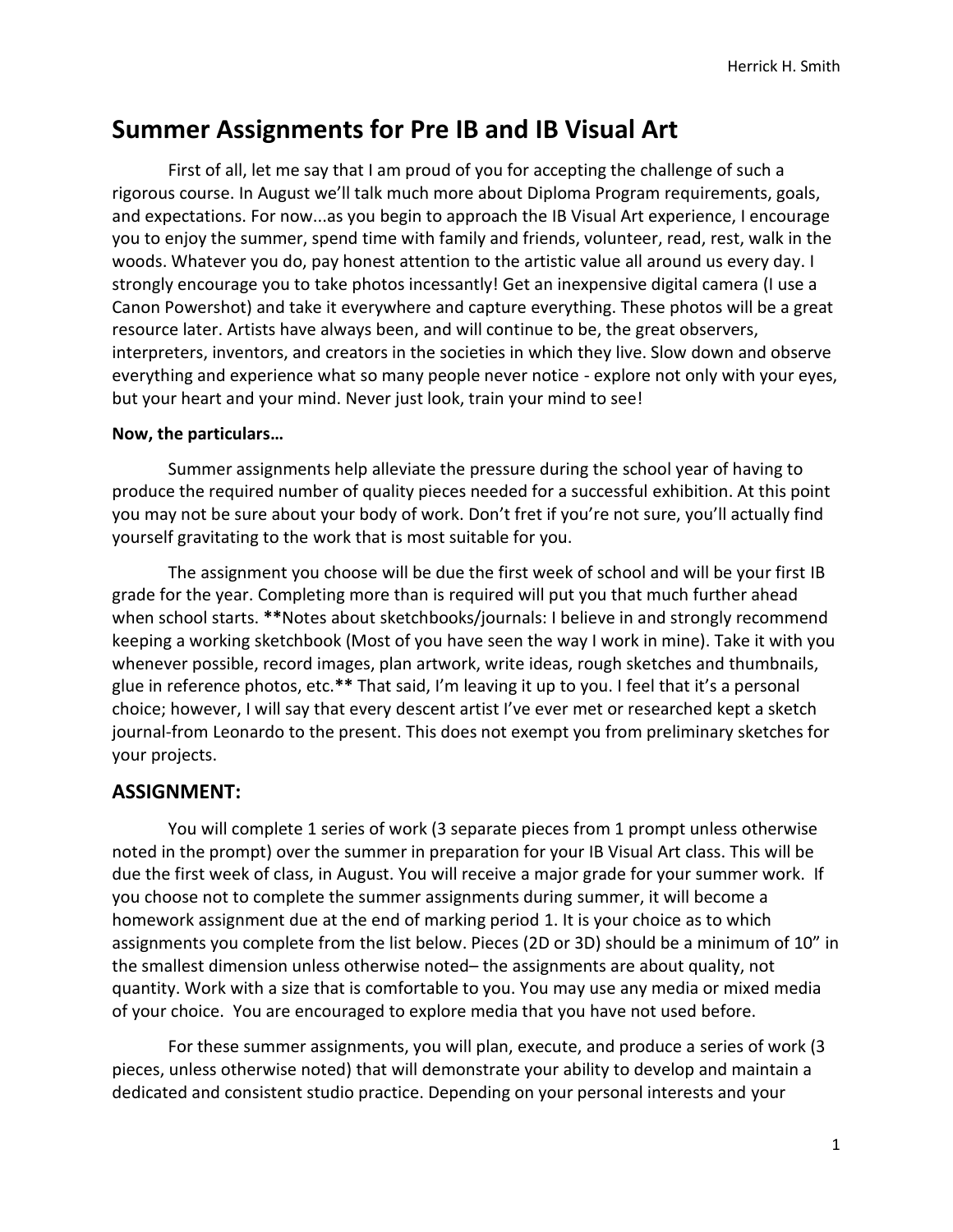# Summary Assignments for Pre IB and IB Visual Art

First of all, let me say that I am proud of you for accepting the challenge of such a rigorous course. In August we'll talk much more about Diploma Program requirements, goals, and expectations. For now...as you begin to approach the IB Visual Art experience, I encourage you to enjoy the summer, spend time with family and friends, volunteer, read, rest, walk in the woods. Whatever you do, pay honest attention to the artistic value all around us every day. I strongly encourage you to take photos incessantly! Get an inexpensive digital camera (I use a Canon Powershot) and take it everywhere and capture everything. These photos will be a great resource later. Artists have always been, and will continue to be, the great observers, interpreters, inventors, and creators in the societies in which they live. Slow down and observe everything and experience what so many people never notice - explore not only with your eyes, but your heart and your mind. Never just look, train your mind to see!

**Now, the particulars…**

Summer assignments help alleviate the pressure during the school year of having to produce the required number of quality pieces needed for a successful exhibition. At this point you may not be sure about your body of work. Don't fret if you're not sure, you'll actually find yourself gravitating to the work that is most suitable for you.

The assignment you choose will be due the first week of school and will be your first IB grade for the year. Completing more than is required will put you that much further ahead when school starts. **Notes about sketchbooks/journals: I believe in and strongly recommend keeping a working sketchbook (Most of you have seen the way I work in mine). Take it with you whenever possible, record images, plan artwork, write ideas, rough sketches and thumbnails, glue in reference photos, etc.** That said, I'm leaving it up to you. I feel that it's a personal choice; however, I will say that every descent artist I've ever met or researched kept a sketch journal-from Leonardo to the present. This does not exempt you from preliminary sketches for your projects.

## ASSIGNMENT:

You will complete 1 series of work (3 separate pieces from 1 prompt unless otherwise noted in the prompt) over the summer in preparation for your IB Visual Art class. This will be due the first week of class, in August. You will receive a major grade for your summer work. If you choose not to complete the summer assignments during summer, it will become a homework assignment due at the end of marking period 1. It is your choice as to which assignments you complete from the list below. Pieces (2D or 3D) should be a minimum of 10" in the smallest dimension unless otherwise noted– the assignments are about quality, not quantity. Work with a size that is comfortable to you. You may use any media or mixed media of your choice. You are encouraged to explore media that you have not used before.

For these summer assignments, you will plan, execute, and produce a series of work (3 pieces, unless otherwise noted) that will demonstrate your ability to develop and maintain a dedicated and consistent studio practice. Depending on your personal interests and your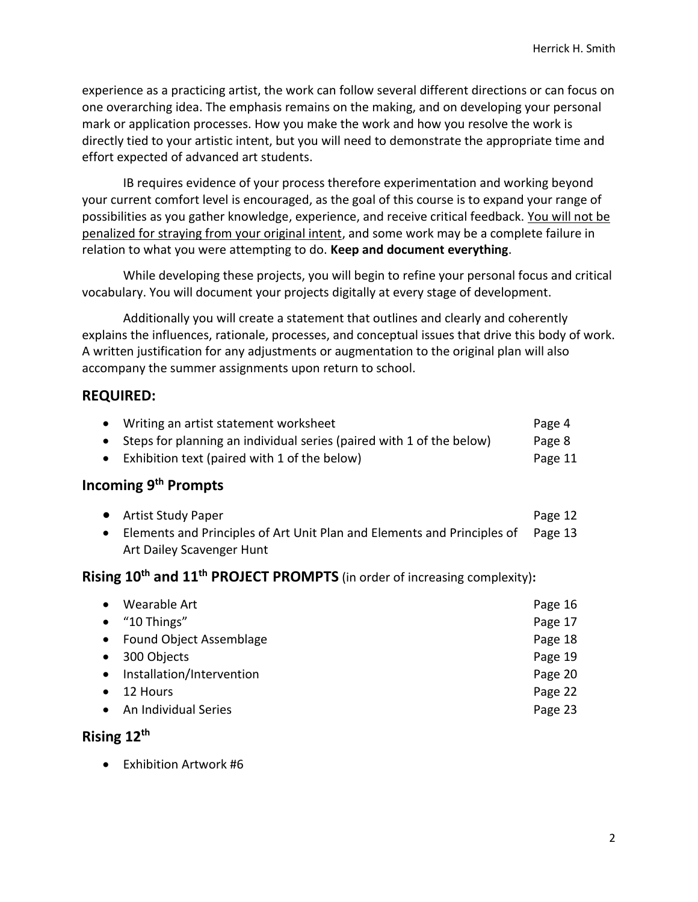experience as a practicing artist, the work can follow several different directions or can focus on one overarching idea. The emphasis remains on the making, and on developing your personal mark or application processes. How you make the work and how you resolve the work is directly tied to your artistic intent, but you will need to demonstrate the appropriate time and effort expected of advanced art students.

IB requires evidence of your process therefore experimentation and working beyond your current comfort level is encouraged, as the goal of this course is to expand your range of possibilities as you gather knowledge, experience, and receive critical feedback. <u>You will not be penalized for straying from your original intent</u>, and some work may be a complete failure in relation to what you were attempting to do. **Keep and document everything**.

While developing these projects, you will begin to refine your personal focus and critical vocabulary. You will document your projects digitally at every stage of development.

Additionally you will create a statement that outlines and clearly and coherently explains the influences, rationale, processes, and conceptual issues that drive this body of work. A written justification for any adjustments or augmentation to the original plan will also accompany the summer assignments upon return to school.

## REQUIRED:

- Writing an artist statement worksheet — Page 4
- Steps for planning an individual series (paired with 1 of the below) — Page 8
- Exhibition text (paired with 1 of the below) — Page 11

### Incoming 9th Prompts

- Artist Study Paper — Page 12
- Elements and Principles of Art Unit Plan and Elements and Principles of Art Dailey Scavenger Hunt — Page 13

### Rising 10th and 11th PROJECT PROMPTS (in order of increasing complexity):

- Wearable Art — Page 16
- "10 Things" — Page 17
- Found Object Assemblage — Page 18
- 300 Objects — Page 19
- Installation/Intervention — Page 20
- 12 Hours — Page 22
- An Individual Series — Page 23

### Rising 12th

- Exhibition Artwork #6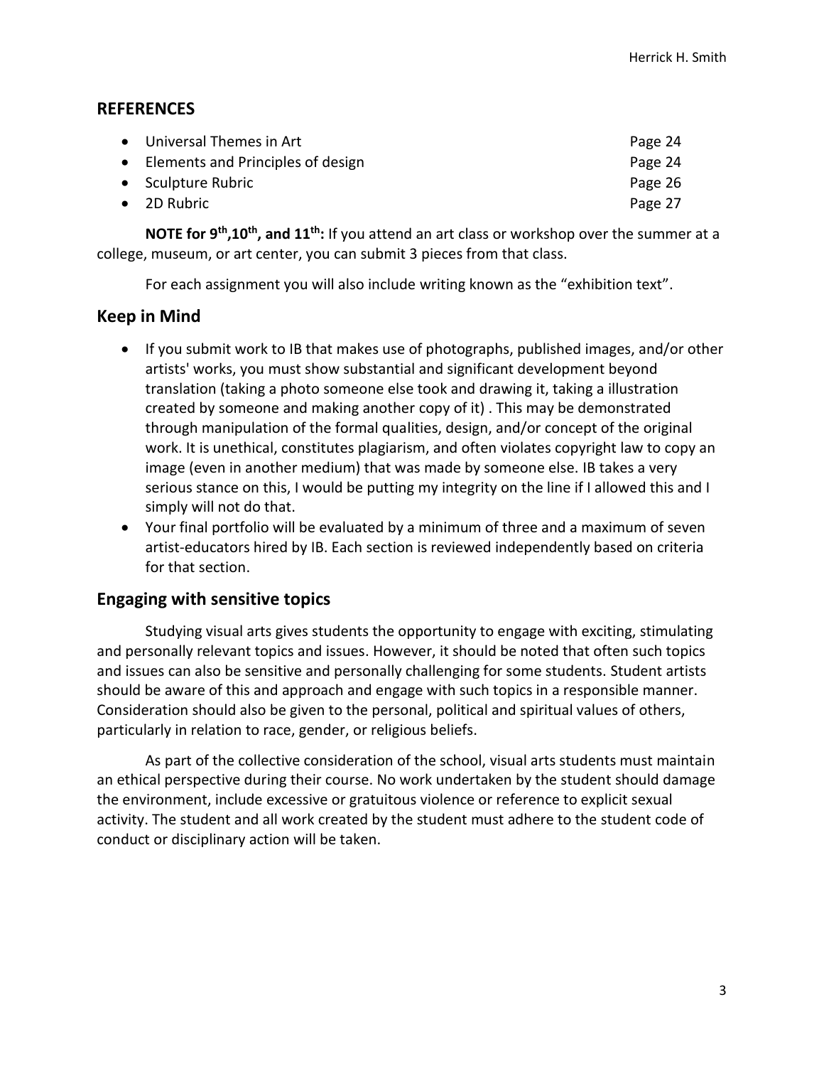## REFERENCES

- Universal Themes in Art Page 24
- Elements and Principles of design Page 24
- Sculpture Rubric Page 26
- 2D Rubric Page 27

**NOTE for 9th, 10th, and 11th:** If you attend an art class or workshop over the summer at a college, museum, or art center, you can submit 3 pieces from that class.

For each assignment you will also include writing known as the "exhibition text".

## Keep in Mind

- If you submit work to IB that makes use of photographs, published images, and/or other artists' works, you must show substantial and significant development beyond translation (taking a photo someone else took and drawing it, taking a illustration created by someone and making another copy of it) . This may be demonstrated through manipulation of the formal qualities, design, and/or concept of the original work. It is unethical, constitutes plagiarism, and often violates copyright law to copy an image (even in another medium) that was made by someone else. IB takes a very serious stance on this, I would be putting my integrity on the line if I allowed this and I simply will not do that.
- Your final portfolio will be evaluated by a minimum of three and a maximum of seven artist-educators hired by IB. Each section is reviewed independently based on criteria for that section.

## Engaging with sensitive topics

Studying visual arts gives students the opportunity to engage with exciting, stimulating and personally relevant topics and issues. However, it should be noted that often such topics and issues can also be sensitive and personally challenging for some students. Student artists should be aware of this and approach and engage with such topics in a responsible manner. Consideration should also be given to the personal, political and spiritual values of others, particularly in relation to race, gender, or religious beliefs.

As part of the collective consideration of the school, visual arts students must maintain an ethical perspective during their course. No work undertaken by the student should damage the environment, include excessive or gratuitous violence or reference to explicit sexual activity. The student and all work created by the student must adhere to the student code of conduct or disciplinary action will be taken.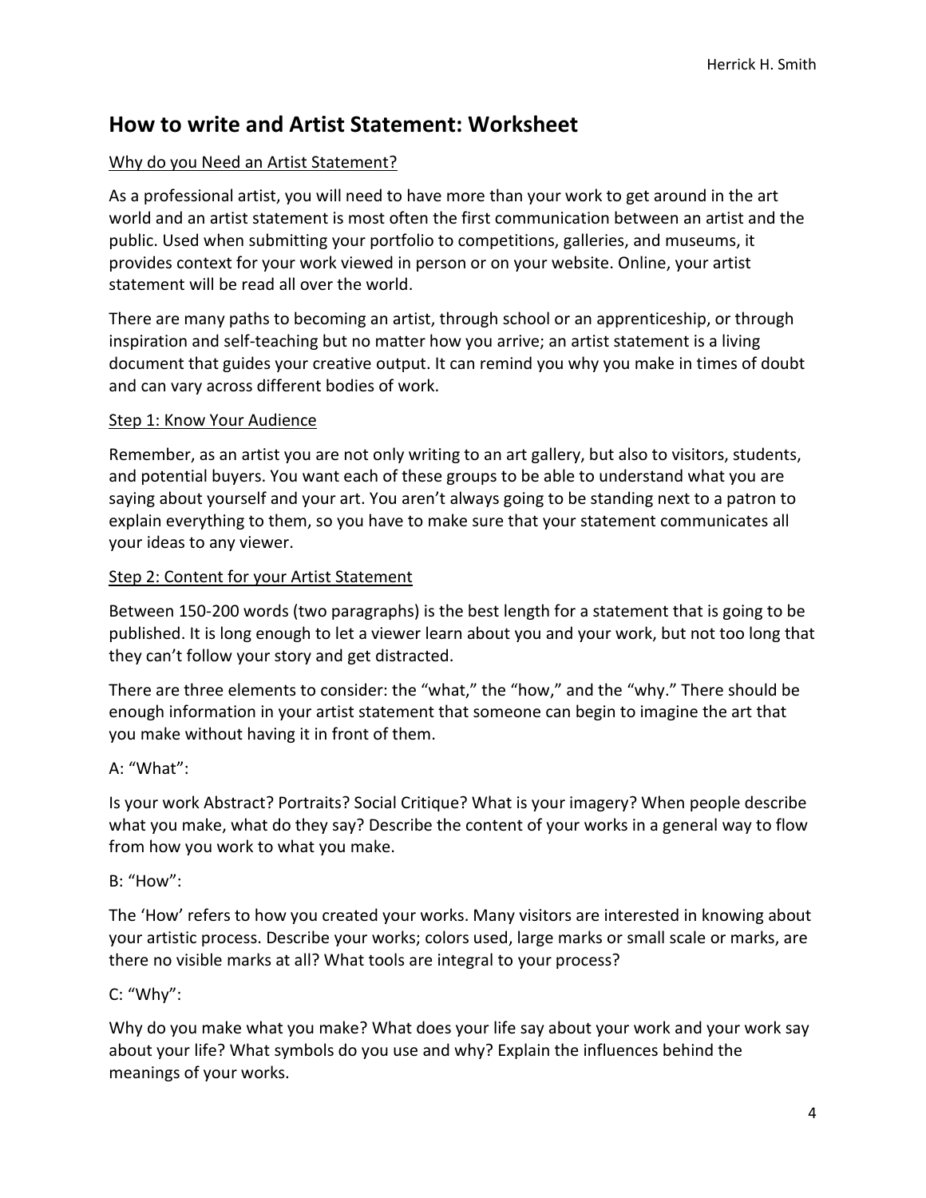## How to write and Artist Statement: Worksheet

Why do you Need an Artist Statement?

As a professional artist, you will need to have more than your work to get around in the art world and an artist statement is most often the first communication between an artist and the public. Used when submitting your portfolio to competitions, galleries, and museums, it provides context for your work viewed in person or on your website. Online, your artist statement will be read all over the world.

There are many paths to becoming an artist, through school or an apprenticeship, or through inspiration and self-teaching but no matter how you arrive; an artist statement is a living document that guides your creative output. It can remind you why you make in times of doubt and can vary across different bodies of work.

Step 1: Know Your Audience

Remember, as an artist you are not only writing to an art gallery, but also to visitors, students, and potential buyers. You want each of these groups to be able to understand what you are saying about yourself and your art. You aren't always going to be standing next to a patron to explain everything to them, so you have to make sure that your statement communicates all your ideas to any viewer.

Step 2: Content for your Artist Statement

Between 150-200 words (two paragraphs) is the best length for a statement that is going to be published. It is long enough to let a viewer learn about you and your work, but not too long that they can't follow your story and get distracted.

There are three elements to consider: the "what," the "how," and the "why." There should be enough information in your artist statement that someone can begin to imagine the art that you make without having it in front of them.

A: "What":

Is your work Abstract? Portraits? Social Critique? What is your imagery? When people describe what you make, what do they say? Describe the content of your works in a general way to flow from how you work to what you make.

B: "How":

The 'How' refers to how you created your works. Many visitors are interested in knowing about your artistic process. Describe your works; colors used, large marks or small scale or marks, are there no visible marks at all? What tools are integral to your process?

C: "Why":

Why do you make what you make? What does your life say about your work and your work say about your life? What symbols do you use and why? Explain the influences behind the meanings of your works.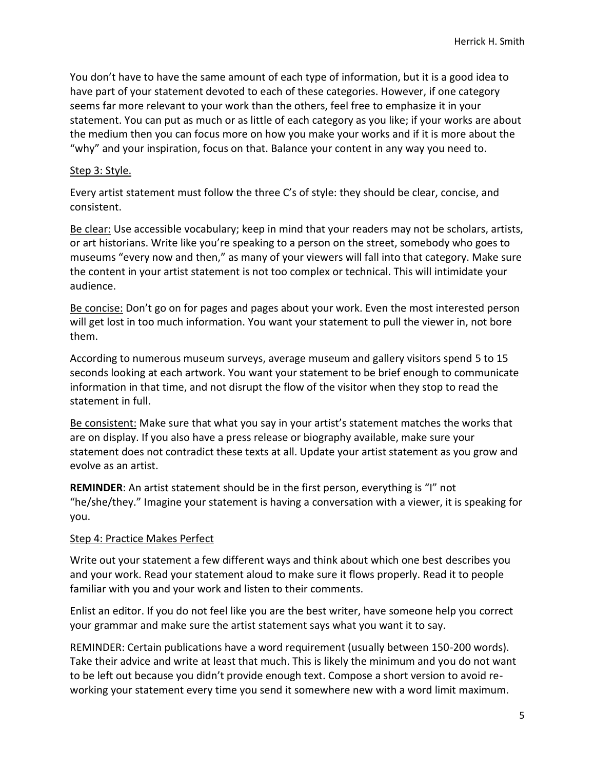You don't have to have the same amount of each type of information, but it is a good idea to have part of your statement devoted to each of these categories. However, if one category seems far more relevant to your work than the others, feel free to emphasize it in your statement. You can put as much or as little of each category as you like; if your works are about the medium then you can focus more on how you make your works and if it is more about the "why" and your inspiration, focus on that. Balance your content in any way you need to.

<u>Step 3: Style.</u>

Every artist statement must follow the three C's of style: they should be clear, concise, and consistent.

<u>Be clear:</u> Use accessible vocabulary; keep in mind that your readers may not be scholars, artists, or art historians. Write like you're speaking to a person on the street, somebody who goes to museums "every now and then," as many of your viewers will fall into that category. Make sure the content in your artist statement is not too complex or technical. This will intimidate your audience.

<u>Be concise:</u> Don't go on for pages and pages about your work. Even the most interested person will get lost in too much information. You want your statement to pull the viewer in, not bore them.

According to numerous museum surveys, average museum and gallery visitors spend 5 to 15 seconds looking at each artwork. You want your statement to be brief enough to communicate information in that time, and not disrupt the flow of the visitor when they stop to read the statement in full.

<u>Be consistent:</u> Make sure that what you say in your artist's statement matches the works that are on display. If you also have a press release or biography available, make sure your statement does not contradict these texts at all. Update your artist statement as you grow and evolve as an artist.

**REMINDER**: An artist statement should be in the first person, everything is "I" not "he/she/they." Imagine your statement is having a conversation with a viewer, it is speaking for you.

<u>Step 4: Practice Makes Perfect</u>

Write out your statement a few different ways and think about which one best describes you and your work. Read your statement aloud to make sure it flows properly. Read it to people familiar with you and your work and listen to their comments.

Enlist an editor. If you do not feel like you are the best writer, have someone help you correct your grammar and make sure the artist statement says what you want it to say.

REMINDER: Certain publications have a word requirement (usually between 150-200 words). Take their advice and write at least that much. This is likely the minimum and you do not want to be left out because you didn't provide enough text. Compose a short version to avoid re-working your statement every time you send it somewhere new with a word limit maximum.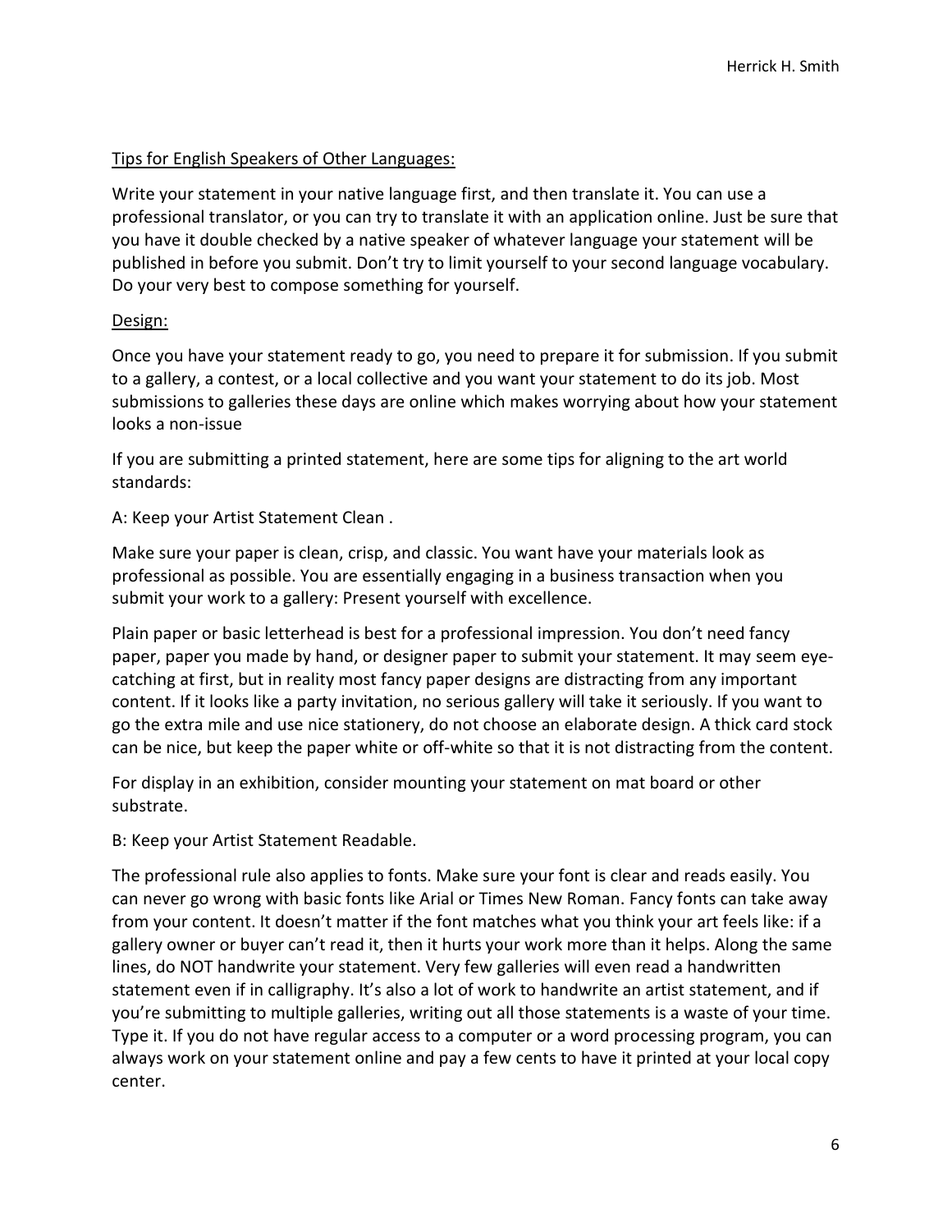<u>Tips for English Speakers of Other Languages:</u>

Write your statement in your native language first, and then translate it. You can use a professional translator, or you can try to translate it with an application online. Just be sure that you have it double checked by a native speaker of whatever language your statement will be published in before you submit. Don't try to limit yourself to your second language vocabulary. Do your very best to compose something for yourself.

<u>Design:</u>

Once you have your statement ready to go, you need to prepare it for submission. If you submit to a gallery, a contest, or a local collective and you want your statement to do its job. Most submissions to galleries these days are online which makes worrying about how your statement looks a non-issue

If you are submitting a printed statement, here are some tips for aligning to the art world standards:

A: Keep your Artist Statement Clean .

Make sure your paper is clean, crisp, and classic. You want have your materials look as professional as possible. You are essentially engaging in a business transaction when you submit your work to a gallery: Present yourself with excellence.

Plain paper or basic letterhead is best for a professional impression. You don't need fancy paper, paper you made by hand, or designer paper to submit your statement. It may seem eye-catching at first, but in reality most fancy paper designs are distracting from any important content. If it looks like a party invitation, no serious gallery will take it seriously. If you want to go the extra mile and use nice stationery, do not choose an elaborate design. A thick card stock can be nice, but keep the paper white or off-white so that it is not distracting from the content.

For display in an exhibition, consider mounting your statement on mat board or other substrate.

B: Keep your Artist Statement Readable.

The professional rule also applies to fonts. Make sure your font is clear and reads easily. You can never go wrong with basic fonts like Arial or Times New Roman. Fancy fonts can take away from your content. It doesn't matter if the font matches what you think your art feels like: if a gallery owner or buyer can't read it, then it hurts your work more than it helps. Along the same lines, do NOT handwrite your statement. Very few galleries will even read a handwritten statement even if in calligraphy. It's also a lot of work to handwrite an artist statement, and if you're submitting to multiple galleries, writing out all those statements is a waste of your time. Type it. If you do not have regular access to a computer or a word processing program, you can always work on your statement online and pay a few cents to have it printed at your local copy center.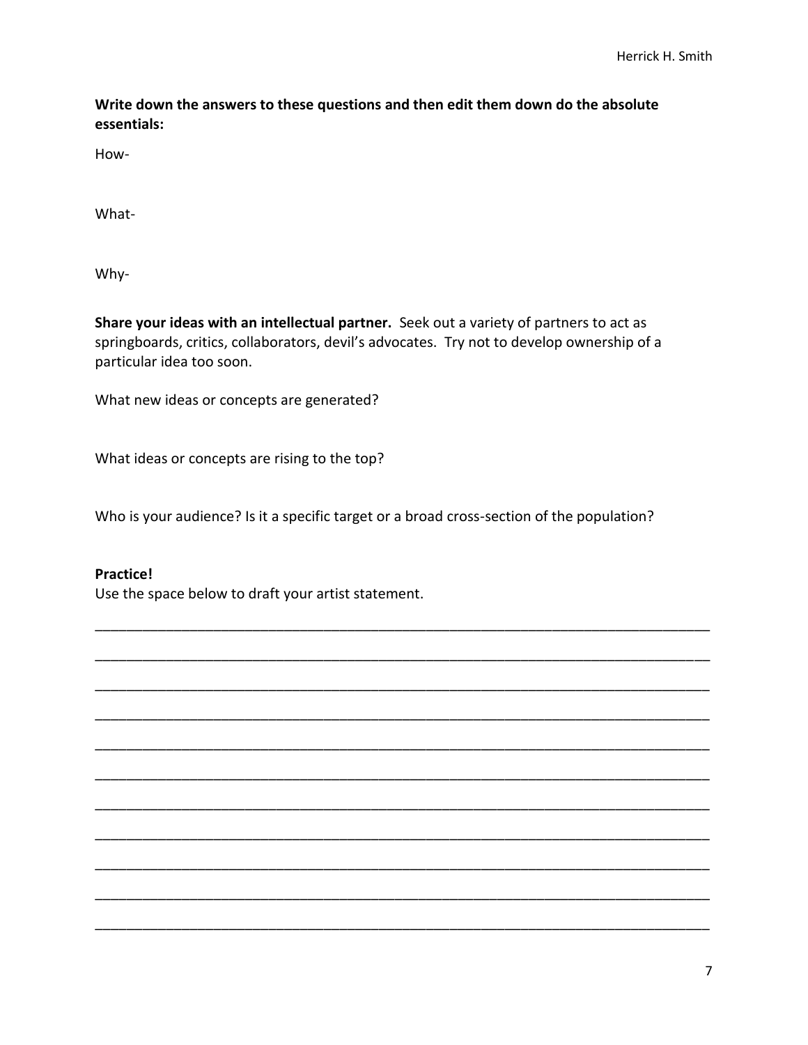**Write down the answers to these questions and then edit them down do the absolute essentials:**

How-

What-

Why-

**Share your ideas with an intellectual partner.** Seek out a variety of partners to act as springboards, critics, collaborators, devil's advocates. Try not to develop ownership of a particular idea too soon.

What new ideas or concepts are generated?

What ideas or concepts are rising to the top?

Who is your audience? Is it a specific target or a broad cross-section of the population?

**Practice!**

Use the space below to draft your artist statement.

_______________________________________________________________________________

_______________________________________________________________________________

_______________________________________________________________________________

_______________________________________________________________________________

_______________________________________________________________________________

_______________________________________________________________________________

_______________________________________________________________________________

_______________________________________________________________________________

_______________________________________________________________________________

_______________________________________________________________________________

_______________________________________________________________________________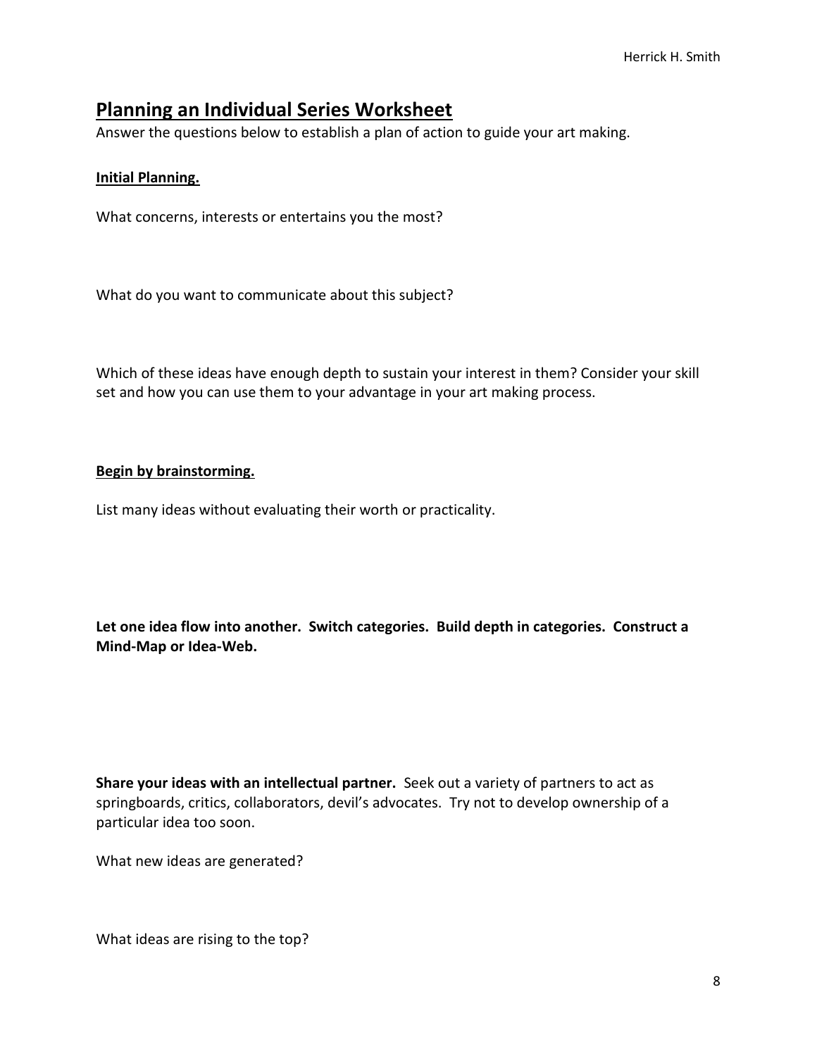## Planning an Individual Series Worksheet

Answer the questions below to establish a plan of action to guide your art making.

**Initial Planning.**

What concerns, interests or entertains you the most?

What do you want to communicate about this subject?

Which of these ideas have enough depth to sustain your interest in them? Consider your skill set and how you can use them to your advantage in your art making process.

**Begin by brainstorming.**

List many ideas without evaluating their worth or practicality.

**Let one idea flow into another. Switch categories. Build depth in categories. Construct a Mind-Map or Idea-Web.**

**Share your ideas with an intellectual partner.** Seek out a variety of partners to act as springboards, critics, collaborators, devil's advocates. Try not to develop ownership of a particular idea too soon.

What new ideas are generated?

What ideas are rising to the top?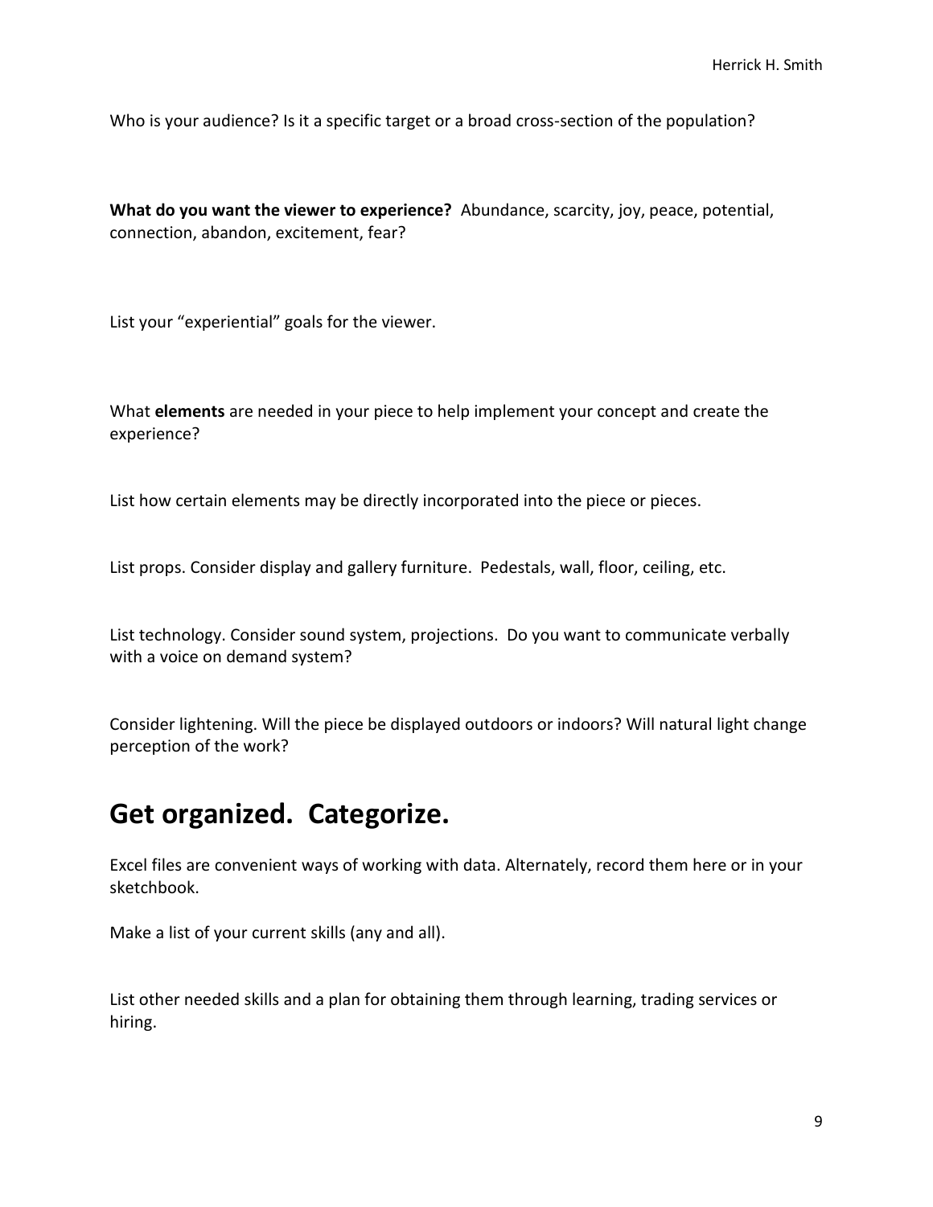Who is your audience? Is it a specific target or a broad cross-section of the population?

**What do you want the viewer to experience?** Abundance, scarcity, joy, peace, potential, connection, abandon, excitement, fear?

List your "experiential" goals for the viewer.

What **elements** are needed in your piece to help implement your concept and create the experience?

List how certain elements may be directly incorporated into the piece or pieces.

List props. Consider display and gallery furniture. Pedestals, wall, floor, ceiling, etc.

List technology. Consider sound system, projections. Do you want to communicate verbally with a voice on demand system?

Consider lightening. Will the piece be displayed outdoors or indoors? Will natural light change perception of the work?

## Get organized. Categorize.

Excel files are convenient ways of working with data. Alternately, record them here or in your sketchbook.

Make a list of your current skills (any and all).

List other needed skills and a plan for obtaining them through learning, trading services or hiring.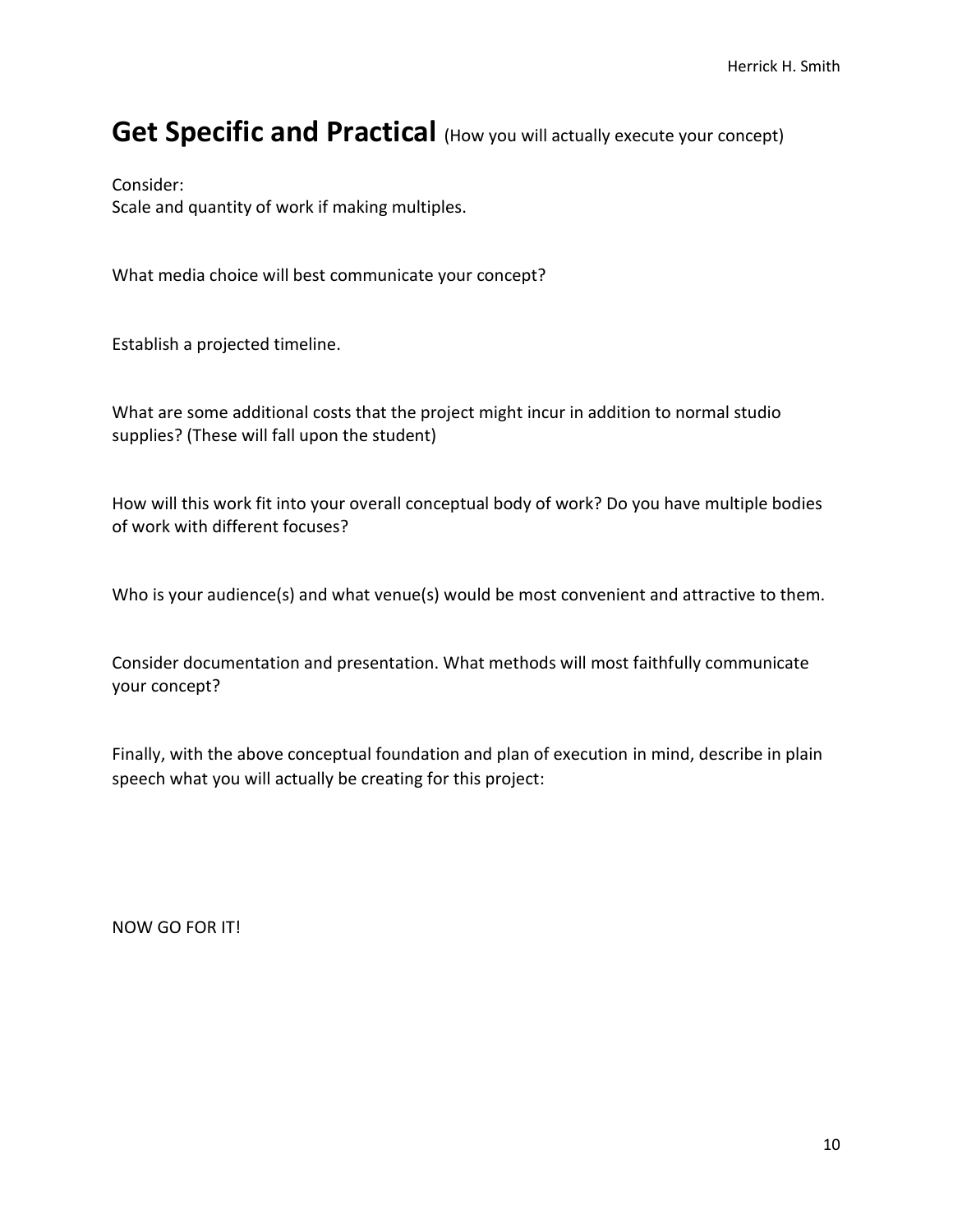## Get Specific and Practical (How you will actually execute your concept)

Consider:
Scale and quantity of work if making multiples.

What media choice will best communicate your concept?

Establish a projected timeline.

What are some additional costs that the project might incur in addition to normal studio supplies? (These will fall upon the student)

How will this work fit into your overall conceptual body of work? Do you have multiple bodies of work with different focuses?

Who is your audience(s) and what venue(s) would be most convenient and attractive to them.

Consider documentation and presentation. What methods will most faithfully communicate your concept?

Finally, with the above conceptual foundation and plan of execution in mind, describe in plain speech what you will actually be creating for this project:

NOW GO FOR IT!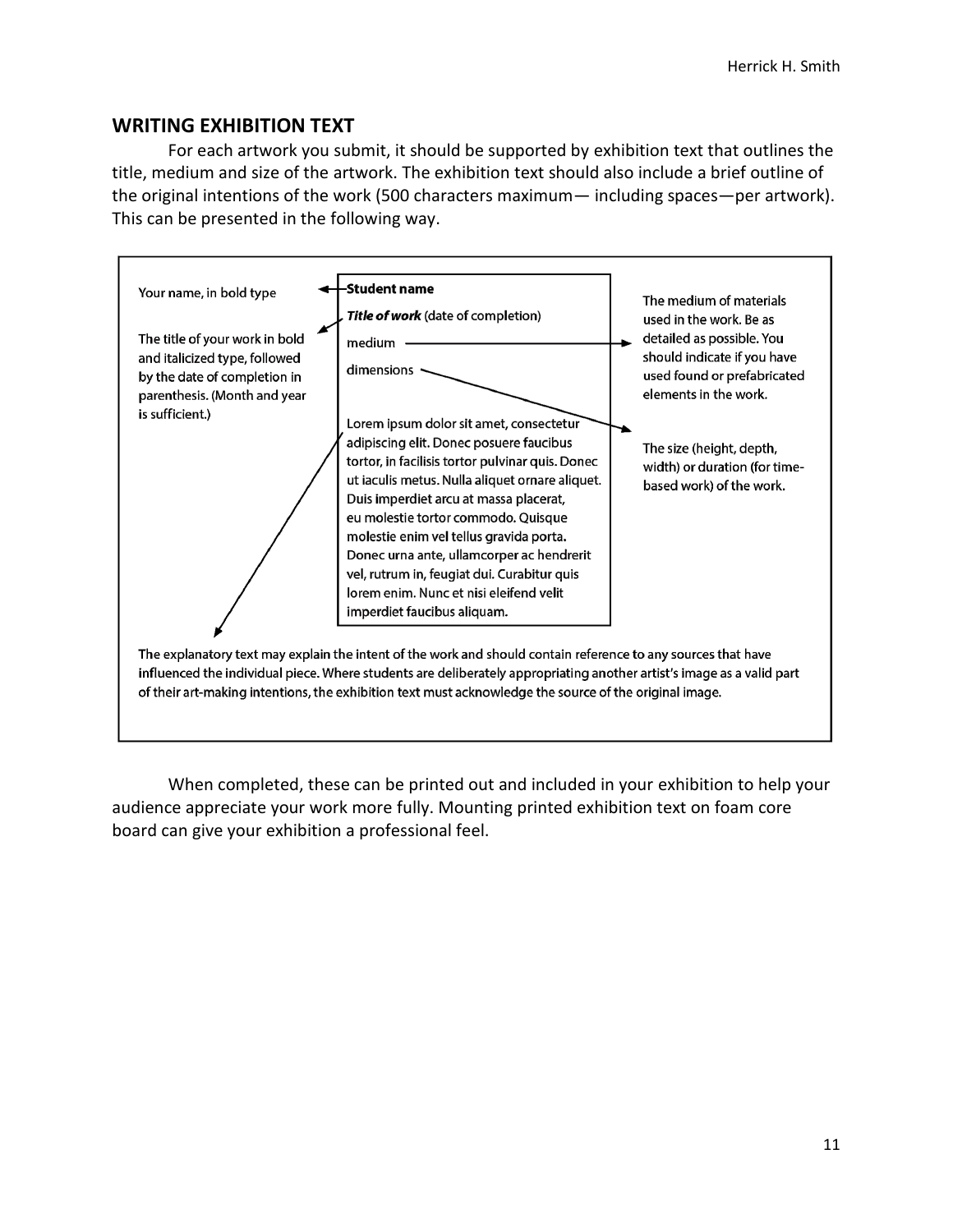## WRITING EXHIBITION TEXT

For each artwork you submit, it should be supported by exhibition text that outlines the title, medium and size of the artwork. The exhibition text should also include a brief outline of the original intentions of the work (500 characters maximum— including spaces—per artwork). This can be presented in the following way.

Your name, in bold type

The title of your work in bold and italicized type, followed by the date of completion in parenthesis. (Month and year is sufficient.)

**Student name**

***Title of work*** (date of completion)

medium

dimensions

Lorem ipsum dolor sit amet, consectetur adipiscing elit. Donec posuere faucibus tortor, in facilisis tortor pulvinar quis. Donec ut iaculis metus. Nulla aliquet ornare aliquet. Duis imperdiet arcu at massa placerat, eu molestie tortor commodo. Quisque molestie enim vel tellus gravida porta. Donec urna ante, ullamcorper ac hendrerit vel, rutrum in, feugiat dui. Curabitur quis lorem enim. Nunc et nisi eleifend velit imperdiet faucibus aliquam.

The medium of materials used in the work. Be as detailed as possible. You should indicate if you have used found or prefabricated elements in the work.

The size (height, depth, width) or duration (for time-based work) of the work.

The explanatory text may explain the intent of the work and should contain reference to any sources that have influenced the individual piece. Where students are deliberately appropriating another artist's image as a valid part of their art-making intentions, the exhibition text must acknowledge the source of the original image.

When completed, these can be printed out and included in your exhibition to help your audience appreciate your work more fully. Mounting printed exhibition text on foam core board can give your exhibition a professional feel.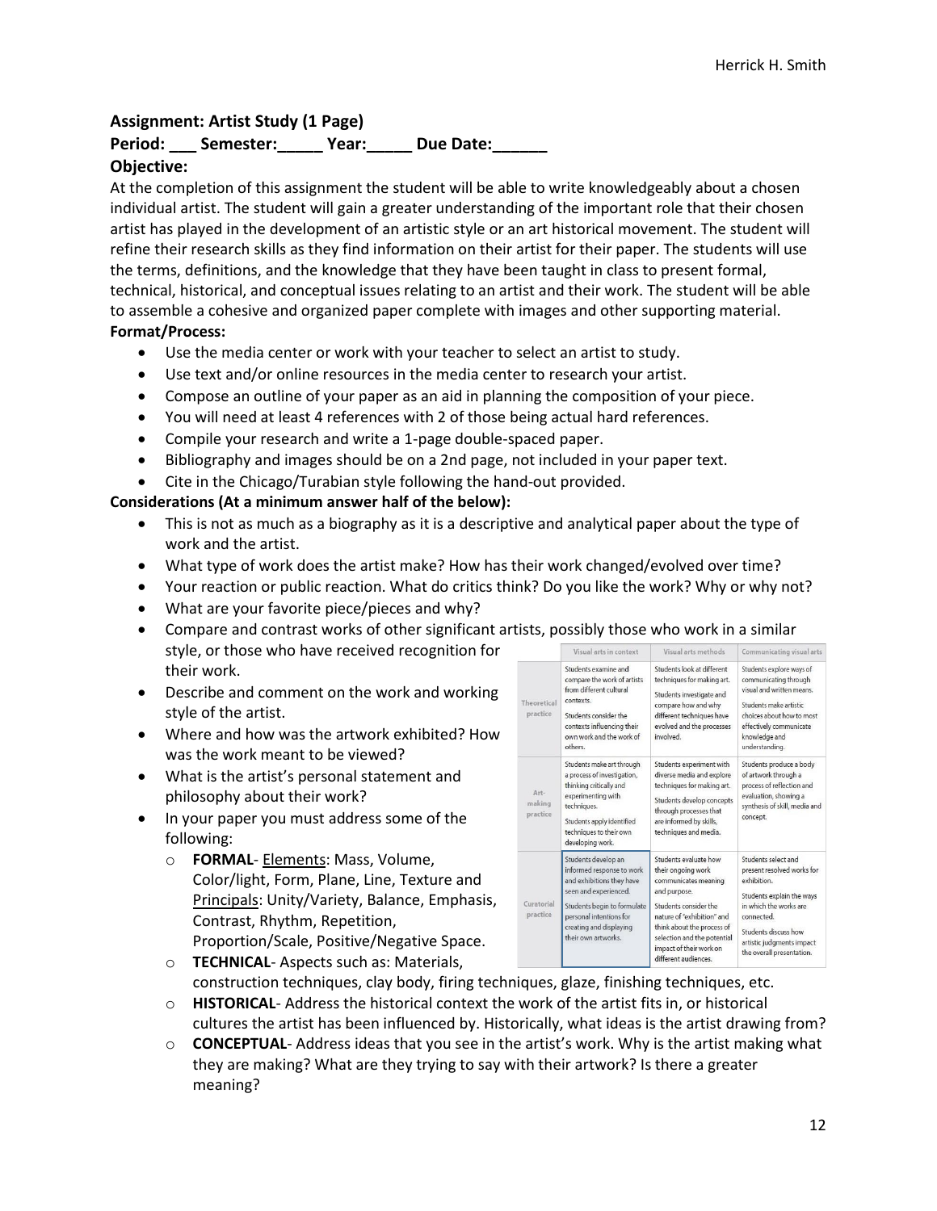### Assignment: Artist Study (1 Page)

**Period: ___ Semester:_____ Year:_____ Due Date:______**

**Objective:**

At the completion of this assignment the student will be able to write knowledgeably about a chosen individual artist. The student will gain a greater understanding of the important role that their chosen artist has played in the development of an artistic style or an art historical movement. The student will refine their research skills as they find information on their artist for their paper. The students will use the terms, definitions, and the knowledge that they have been taught in class to present formal, technical, historical, and conceptual issues relating to an artist and their work. The student will be able to assemble a cohesive and organized paper complete with images and other supporting material.

**Format/Process:**

- Use the media center or work with your teacher to select an artist to study.
- Use text and/or online resources in the media center to research your artist.
- Compose an outline of your paper as an aid in planning the composition of your piece.
- You will need at least 4 references with 2 of those being actual hard references.
- Compile your research and write a 1-page double-spaced paper.
- Bibliography and images should be on a 2nd page, not included in your paper text.
- Cite in the Chicago/Turabian style following the hand-out provided.

**Considerations (At a minimum answer half of the below):**

- This is not as much as a biography as it is a descriptive and analytical paper about the type of work and the artist.
- What type of work does the artist make? How has their work changed/evolved over time?
- Your reaction or public reaction. What do critics think? Do you like the work? Why or why not?
- What are your favorite piece/pieces and why?
- Compare and contrast works of other significant artists, possibly those who work in a similar style, or those who have received recognition for their work.
- Describe and comment on the work and working style of the artist.
- Where and how was the artwork exhibited? How was the work meant to be viewed?
- What is the artist's personal statement and philosophy about their work?
- In your paper you must address some of the following:
  - **FORMAL**- Elements: Mass, Volume, Color/light, Form, Plane, Line, Texture and Principals: Unity/Variety, Balance, Emphasis, Contrast, Rhythm, Repetition, Proportion/Scale, Positive/Negative Space.
  - **TECHNICAL**- Aspects such as: Materials, construction techniques, clay body, firing techniques, glaze, finishing techniques, etc.
  - **HISTORICAL**- Address the historical context the work of the artist fits in, or historical cultures the artist has been influenced by. Historically, what ideas is the artist drawing from?
  - **CONCEPTUAL**- Address ideas that you see in the artist's work. Why is the artist making what they are making? What are they trying to say with their artwork? Is there a greater meaning?

| | Visual arts in context | Visual arts methods | Communicating visual arts |
|---|---|---|---|
| Theoretical practice | Students examine and compare the work of artists from different cultural contexts. Students consider the contexts influencing their own work and the work of others. | Students look at different techniques for making art. Students investigate and compare how and why different techniques have evolved and the processes involved. | Students explore ways of communicating through visual and written means. Students make artistic choices about how to most effectively communicate knowledge and understanding. |
| Art-making practice | Students make art through a process of investigation, thinking critically and experimenting with techniques. Students apply identified techniques to their own developing work. | Students experiment with diverse media and explore techniques for making art. Students develop concepts through processes that are informed by skills, techniques and media. | Students produce a body of artwork through a process of reflection and evaluation, showing a synthesis of skill, media and concept. |
| Curatorial practice | Students develop an informed response to work and exhibitions they have seen and experienced. Students begin to formulate personal intentions for creating and displaying their own artworks. | Students evaluate how their ongoing work communicates meaning and purpose. Students consider the nature of "exhibition" and think about the process of selection and the potential impact of their work on different audiences. | Students select and present resolved works for exhibition. Students explain the ways in which the works are connected. Students discuss how artistic judgments impact the overall presentation. |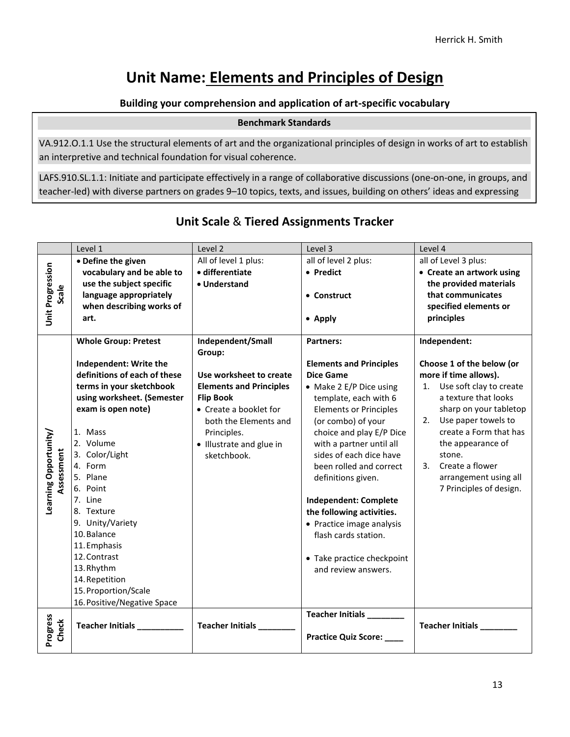# Unit Name: Elements and Principles of Design

**Building your comprehension and application of art-specific vocabulary**

| **Benchmark Standards** |
|---|
| VA.912.O.1.1 Use the structural elements of art and the organizational principles of design in works of art to establish an interpretive and technical foundation for visual coherence. |
| LAFS.910.SL.1.1: Initiate and participate effectively in a range of collaborative discussions (one-on-one, in groups, and teacher-led) with diverse partners on grades 9–10 topics, texts, and issues, building on others' ideas and expressing |

## Unit Scale & Tiered Assignments Tracker

| | Level 1 | Level 2 | Level 3 | Level 4 |
|---|---|---|---|---|
| **Unit Progression Scale** | • **Define the given vocabulary and be able to use the subject specific language appropriately when describing works of art.** | All of level 1 plus:<br>• **differentiate**<br>• **Understand** | all of level 2 plus:<br>• **Predict**<br>• **Construct**<br>• **Apply** | all of Level 3 plus:<br>• **Create an artwork using the provided materials that communicates specified elements or principles** |
| **Learning Opportunity/ Assessment** | **Whole Group: Pretest**<br><br>**Independent: Write the definitions of each of these terms in your sketchbook using worksheet. (Semester exam is open note)**<br><br>1. Mass<br>2. Volume<br>3. Color/Light<br>4. Form<br>5. Plane<br>6. Point<br>7. Line<br>8. Texture<br>9. Unity/Variety<br>10. Balance<br>11. Emphasis<br>12. Contrast<br>13. Rhythm<br>14. Repetition<br>15. Proportion/Scale<br>16. Positive/Negative Space | **Independent/Small Group:**<br><br>**Use worksheet to create Elements and Principles Flip Book**<br>• Create a booklet for both the Elements and Principles.<br>• Illustrate and glue in sketchbook. | **Partners:**<br><br>**Elements and Principles Dice Game**<br>• Make 2 E/P Dice using template, each with 6 Elements or Principles (or combo) of your choice and play E/P Dice with a partner until all sides of each dice have been rolled and correct definitions given.<br><br>**Independent: Complete the following activities.**<br>• Practice image analysis flash cards station.<br>• Take practice checkpoint and review answers. | **Independent:**<br><br>**Choose 1 of the below (or more if time allows).**<br>1. Use soft clay to create a texture that looks sharp on your tabletop<br>2. Use paper towels to create a Form that has the appearance of stone.<br>3. Create a flower arrangement using all 7 Principles of design. |
| **Progress Check** | **Teacher Initials \_\_\_\_\_\_\_\_\_\_** | **Teacher Initials \_\_\_\_\_\_\_\_** | **Teacher Initials \_\_\_\_\_\_\_\_**<br><br>**Practice Quiz Score: \_\_\_\_** | **Teacher Initials \_\_\_\_\_\_\_\_** |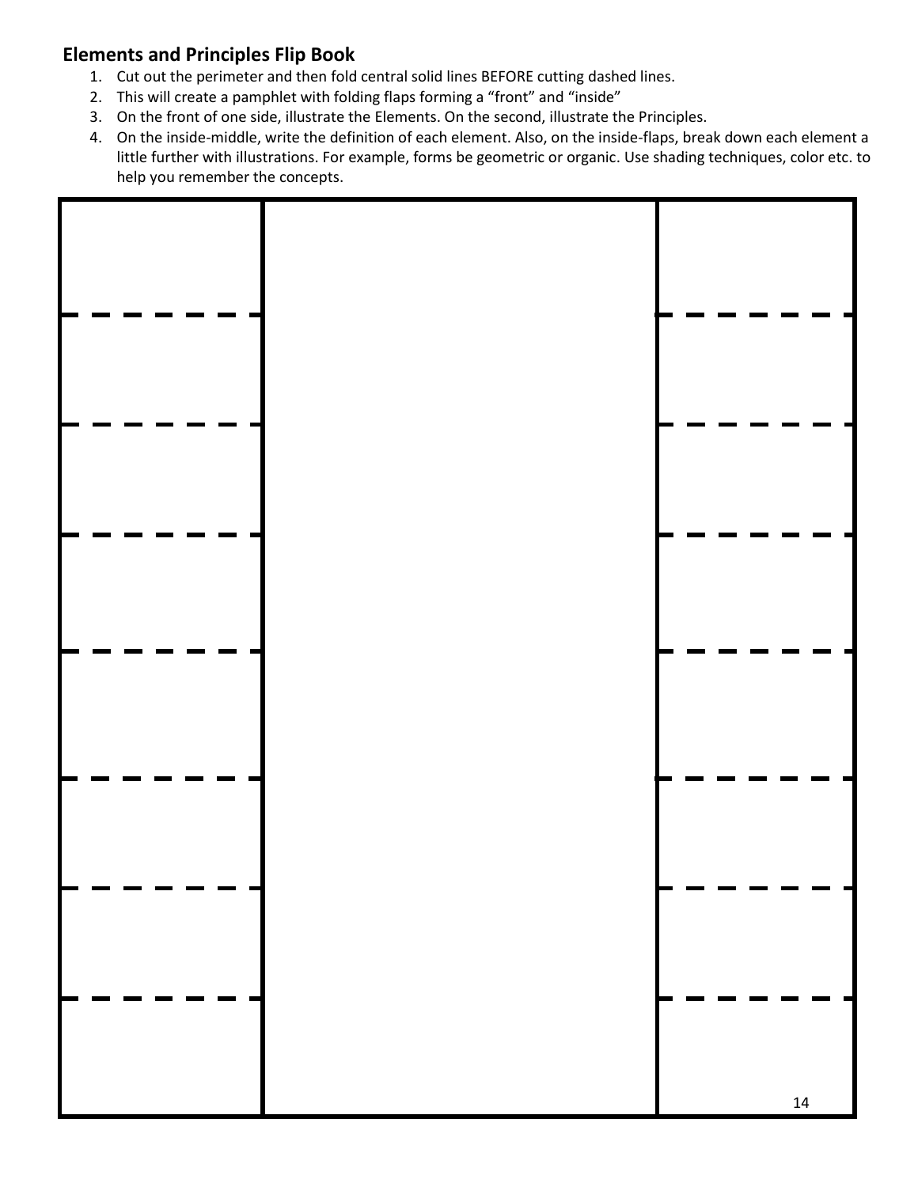## Elements and Principles Flip Book

1. Cut out the perimeter and then fold central solid lines BEFORE cutting dashed lines.
2. This will create a pamphlet with folding flaps forming a "front" and "inside"
3. On the front of one side, illustrate the Elements. On the second, illustrate the Principles.
4. On the inside-middle, write the definition of each element. Also, on the inside-flaps, break down each element a little further with illustrations. For example, forms be geometric or organic. Use shading techniques, color etc. to help you remember the concepts.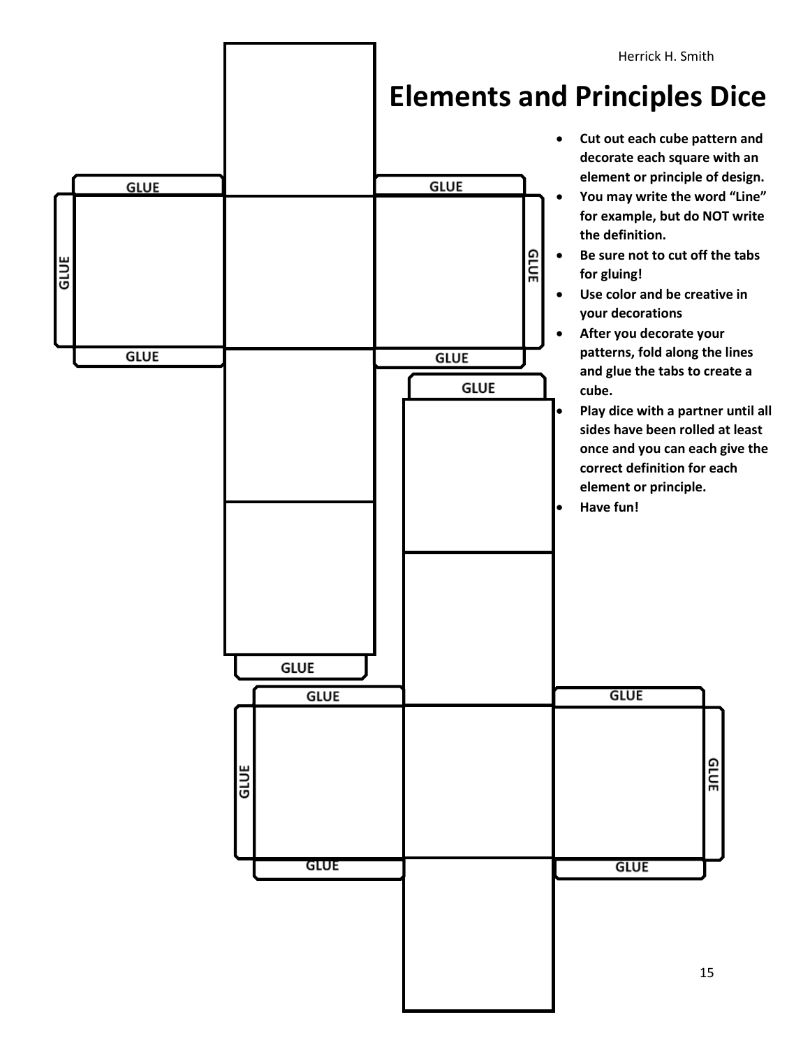Herrick H. Smith

# Elements and Principles Dice

- Cut out each cube pattern and decorate each square with an element or principle of design.
- You may write the word "Line" for example, but do NOT write the definition.
- Be sure not to cut off the tabs for gluing!
- Use color and be creative in your decorations
- After you decorate your patterns, fold along the lines and glue the tabs to create a cube.
- Play dice with a partner until all sides have been rolled at least once and you can each give the correct definition for each element or principle.
- Have fun!

GLUE GLUE GLUE GLUE GLUE GLUE GLUE

GLUE GLUE GLUE GLUE GLUE GLUE GLUE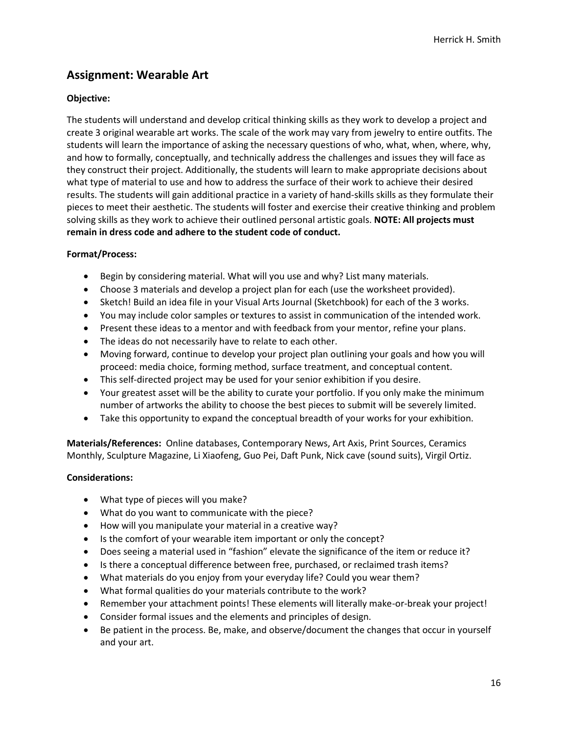## Assignment: Wearable Art

**Objective:**

The students will understand and develop critical thinking skills as they work to develop a project and create 3 original wearable art works. The scale of the work may vary from jewelry to entire outfits. The students will learn the importance of asking the necessary questions of who, what, when, where, why, and how to formally, conceptually, and technically address the challenges and issues they will face as they construct their project. Additionally, the students will learn to make appropriate decisions about what type of material to use and how to address the surface of their work to achieve their desired results. The students will gain additional practice in a variety of hand-skills skills as they formulate their pieces to meet their aesthetic. The students will foster and exercise their creative thinking and problem solving skills as they work to achieve their outlined personal artistic goals. **NOTE: All projects must remain in dress code and adhere to the student code of conduct.**

**Format/Process:**

- Begin by considering material. What will you use and why? List many materials.
- Choose 3 materials and develop a project plan for each (use the worksheet provided).
- Sketch! Build an idea file in your Visual Arts Journal (Sketchbook) for each of the 3 works.
- You may include color samples or textures to assist in communication of the intended work.
- Present these ideas to a mentor and with feedback from your mentor, refine your plans.
- The ideas do not necessarily have to relate to each other.
- Moving forward, continue to develop your project plan outlining your goals and how you will proceed: media choice, forming method, surface treatment, and conceptual content.
- This self-directed project may be used for your senior exhibition if you desire.
- Your greatest asset will be the ability to curate your portfolio. If you only make the minimum number of artworks the ability to choose the best pieces to submit will be severely limited.
- Take this opportunity to expand the conceptual breadth of your works for your exhibition.

**Materials/References:** Online databases, Contemporary News, Art Axis, Print Sources, Ceramics Monthly, Sculpture Magazine, Li Xiaofeng, Guo Pei, Daft Punk, Nick cave (sound suits), Virgil Ortiz.

**Considerations:**

- What type of pieces will you make?
- What do you want to communicate with the piece?
- How will you manipulate your material in a creative way?
- Is the comfort of your wearable item important or only the concept?
- Does seeing a material used in "fashion" elevate the significance of the item or reduce it?
- Is there a conceptual difference between free, purchased, or reclaimed trash items?
- What materials do you enjoy from your everyday life? Could you wear them?
- What formal qualities do your materials contribute to the work?
- Remember your attachment points! These elements will literally make-or-break your project!
- Consider formal issues and the elements and principles of design.
- Be patient in the process. Be, make, and observe/document the changes that occur in yourself and your art.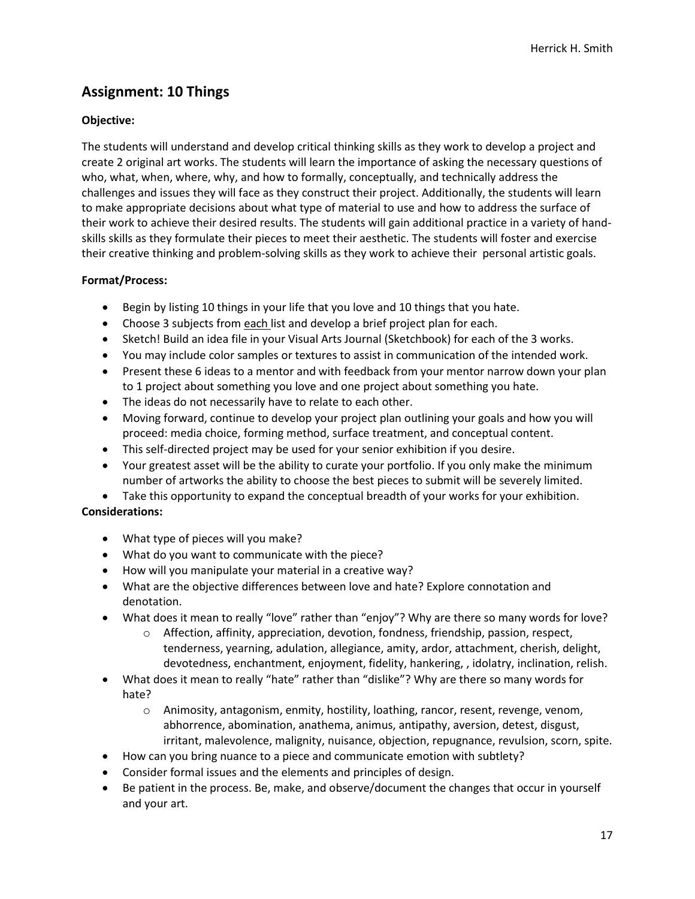## Assignment: 10 Things

**Objective:**

The students will understand and develop critical thinking skills as they work to develop a project and create 2 original art works. The students will learn the importance of asking the necessary questions of who, what, when, where, why, and how to formally, conceptually, and technically address the challenges and issues they will face as they construct their project. Additionally, the students will learn to make appropriate decisions about what type of material to use and how to address the surface of their work to achieve their desired results. The students will gain additional practice in a variety of hand-skills skills as they formulate their pieces to meet their aesthetic. The students will foster and exercise their creative thinking and problem-solving skills as they work to achieve their personal artistic goals.

**Format/Process:**

- Begin by listing 10 things in your life that you love and 10 things that you hate.
- Choose 3 subjects from each list and develop a brief project plan for each.
- Sketch! Build an idea file in your Visual Arts Journal (Sketchbook) for each of the 3 works.
- You may include color samples or textures to assist in communication of the intended work.
- Present these 6 ideas to a mentor and with feedback from your mentor narrow down your plan to 1 project about something you love and one project about something you hate.
- The ideas do not necessarily have to relate to each other.
- Moving forward, continue to develop your project plan outlining your goals and how you will proceed: media choice, forming method, surface treatment, and conceptual content.
- This self-directed project may be used for your senior exhibition if you desire.
- Your greatest asset will be the ability to curate your portfolio. If you only make the minimum number of artworks the ability to choose the best pieces to submit will be severely limited.
- Take this opportunity to expand the conceptual breadth of your works for your exhibition.

**Considerations:**

- What type of pieces will you make?
- What do you want to communicate with the piece?
- How will you manipulate your material in a creative way?
- What are the objective differences between love and hate? Explore connotation and denotation.
- What does it mean to really "love" rather than "enjoy"? Why are there so many words for love?
    - Affection, affinity, appreciation, devotion, fondness, friendship, passion, respect, tenderness, yearning, adulation, allegiance, amity, ardor, attachment, cherish, delight, devotedness, enchantment, enjoyment, fidelity, hankering, , idolatry, inclination, relish.
- What does it mean to really "hate" rather than "dislike"? Why are there so many words for hate?
    - Animosity, antagonism, enmity, hostility, loathing, rancor, resent, revenge, venom, abhorrence, abomination, anathema, animus, antipathy, aversion, detest, disgust, irritant, malevolence, malignity, nuisance, objection, repugnance, revulsion, scorn, spite.
- How can you bring nuance to a piece and communicate emotion with subtlety?
- Consider formal issues and the elements and principles of design.
- Be patient in the process. Be, make, and observe/document the changes that occur in yourself and your art.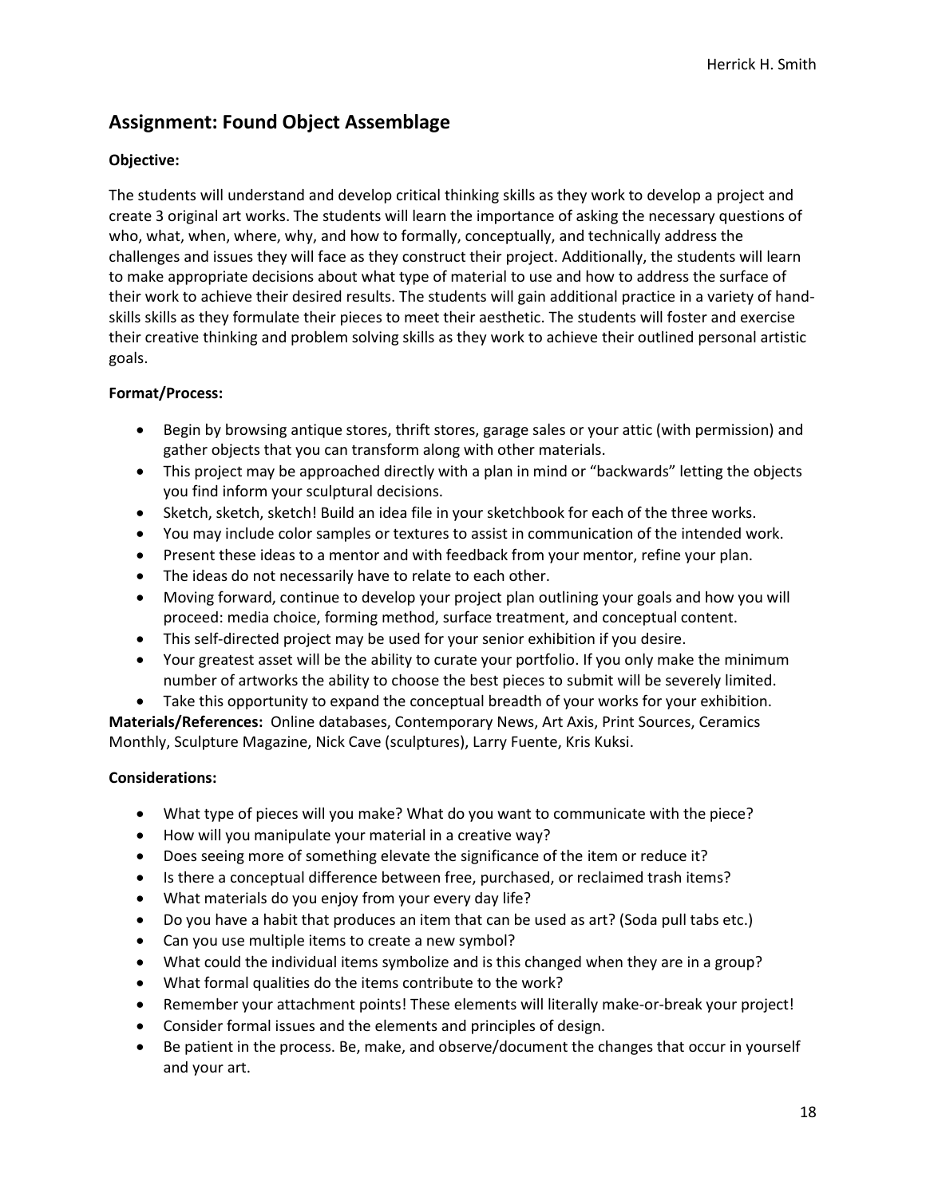## Assignment: Found Object Assemblage

**Objective:**

The students will understand and develop critical thinking skills as they work to develop a project and create 3 original art works. The students will learn the importance of asking the necessary questions of who, what, when, where, why, and how to formally, conceptually, and technically address the challenges and issues they will face as they construct their project. Additionally, the students will learn to make appropriate decisions about what type of material to use and how to address the surface of their work to achieve their desired results. The students will gain additional practice in a variety of hand-skills skills as they formulate their pieces to meet their aesthetic. The students will foster and exercise their creative thinking and problem solving skills as they work to achieve their outlined personal artistic goals.

**Format/Process:**

- Begin by browsing antique stores, thrift stores, garage sales or your attic (with permission) and gather objects that you can transform along with other materials.
- This project may be approached directly with a plan in mind or "backwards" letting the objects you find inform your sculptural decisions.
- Sketch, sketch, sketch! Build an idea file in your sketchbook for each of the three works.
- You may include color samples or textures to assist in communication of the intended work.
- Present these ideas to a mentor and with feedback from your mentor, refine your plan.
- The ideas do not necessarily have to relate to each other.
- Moving forward, continue to develop your project plan outlining your goals and how you will proceed: media choice, forming method, surface treatment, and conceptual content.
- This self-directed project may be used for your senior exhibition if you desire.
- Your greatest asset will be the ability to curate your portfolio. If you only make the minimum number of artworks the ability to choose the best pieces to submit will be severely limited.
- Take this opportunity to expand the conceptual breadth of your works for your exhibition.

**Materials/References:** Online databases, Contemporary News, Art Axis, Print Sources, Ceramics Monthly, Sculpture Magazine, Nick Cave (sculptures), Larry Fuente, Kris Kuksi.

**Considerations:**

- What type of pieces will you make? What do you want to communicate with the piece?
- How will you manipulate your material in a creative way?
- Does seeing more of something elevate the significance of the item or reduce it?
- Is there a conceptual difference between free, purchased, or reclaimed trash items?
- What materials do you enjoy from your every day life?
- Do you have a habit that produces an item that can be used as art? (Soda pull tabs etc.)
- Can you use multiple items to create a new symbol?
- What could the individual items symbolize and is this changed when they are in a group?
- What formal qualities do the items contribute to the work?
- Remember your attachment points! These elements will literally make-or-break your project!
- Consider formal issues and the elements and principles of design.
- Be patient in the process. Be, make, and observe/document the changes that occur in yourself and your art.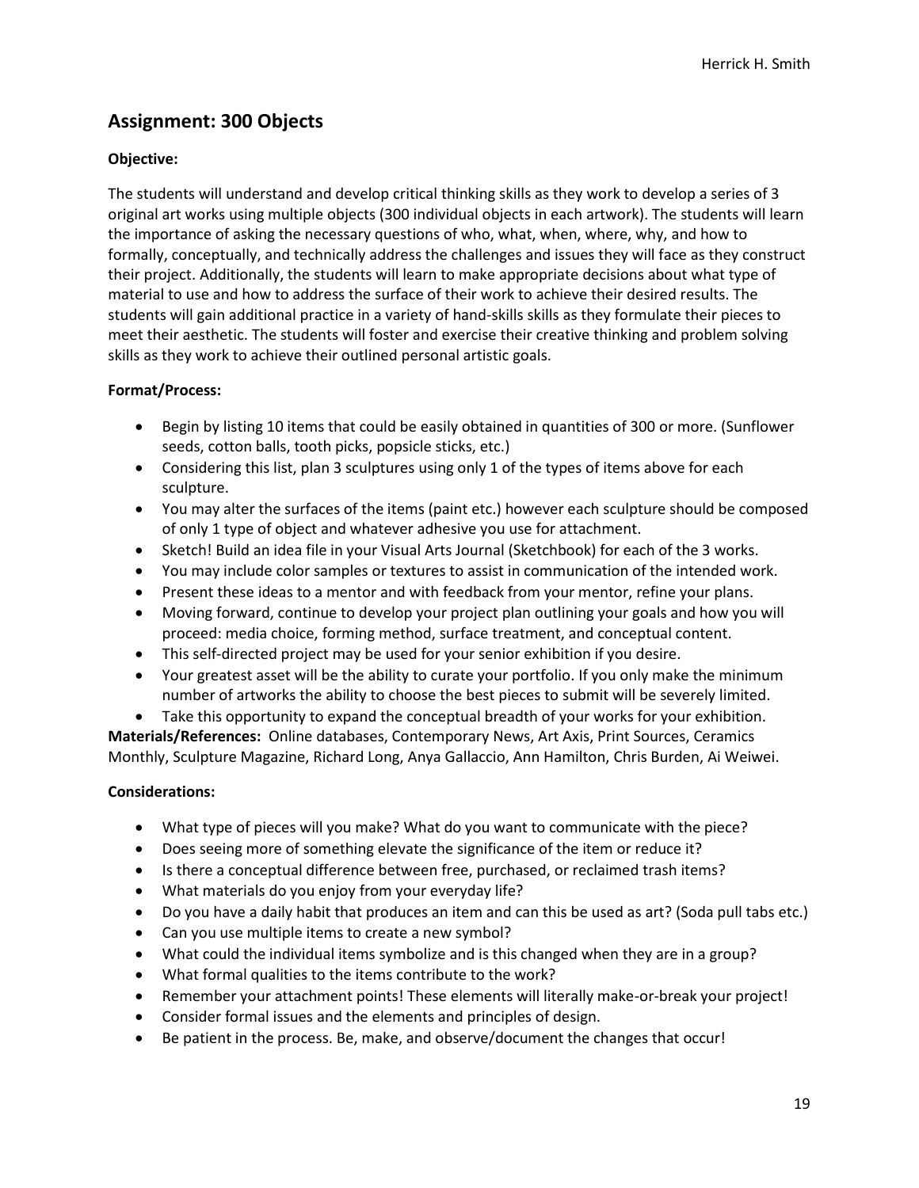## Assignment: 300 Objects

**Objective:**

The students will understand and develop critical thinking skills as they work to develop a series of 3 original art works using multiple objects (300 individual objects in each artwork). The students will learn the importance of asking the necessary questions of who, what, when, where, why, and how to formally, conceptually, and technically address the challenges and issues they will face as they construct their project. Additionally, the students will learn to make appropriate decisions about what type of material to use and how to address the surface of their work to achieve their desired results. The students will gain additional practice in a variety of hand-skills skills as they formulate their pieces to meet their aesthetic. The students will foster and exercise their creative thinking and problem solving skills as they work to achieve their outlined personal artistic goals.

**Format/Process:**

- Begin by listing 10 items that could be easily obtained in quantities of 300 or more. (Sunflower seeds, cotton balls, tooth picks, popsicle sticks, etc.)
- Considering this list, plan 3 sculptures using only 1 of the types of items above for each sculpture.
- You may alter the surfaces of the items (paint etc.) however each sculpture should be composed of only 1 type of object and whatever adhesive you use for attachment.
- Sketch! Build an idea file in your Visual Arts Journal (Sketchbook) for each of the 3 works.
- You may include color samples or textures to assist in communication of the intended work.
- Present these ideas to a mentor and with feedback from your mentor, refine your plans.
- Moving forward, continue to develop your project plan outlining your goals and how you will proceed: media choice, forming method, surface treatment, and conceptual content.
- This self-directed project may be used for your senior exhibition if you desire.
- Your greatest asset will be the ability to curate your portfolio. If you only make the minimum number of artworks the ability to choose the best pieces to submit will be severely limited.
- Take this opportunity to expand the conceptual breadth of your works for your exhibition.

**Materials/References:** Online databases, Contemporary News, Art Axis, Print Sources, Ceramics Monthly, Sculpture Magazine, Richard Long, Anya Gallaccio, Ann Hamilton, Chris Burden, Ai Weiwei.

**Considerations:**

- What type of pieces will you make? What do you want to communicate with the piece?
- Does seeing more of something elevate the significance of the item or reduce it?
- Is there a conceptual difference between free, purchased, or reclaimed trash items?
- What materials do you enjoy from your everyday life?
- Do you have a daily habit that produces an item and can this be used as art? (Soda pull tabs etc.)
- Can you use multiple items to create a new symbol?
- What could the individual items symbolize and is this changed when they are in a group?
- What formal qualities to the items contribute to the work?
- Remember your attachment points! These elements will literally make-or-break your project!
- Consider formal issues and the elements and principles of design.
- Be patient in the process. Be, make, and observe/document the changes that occur!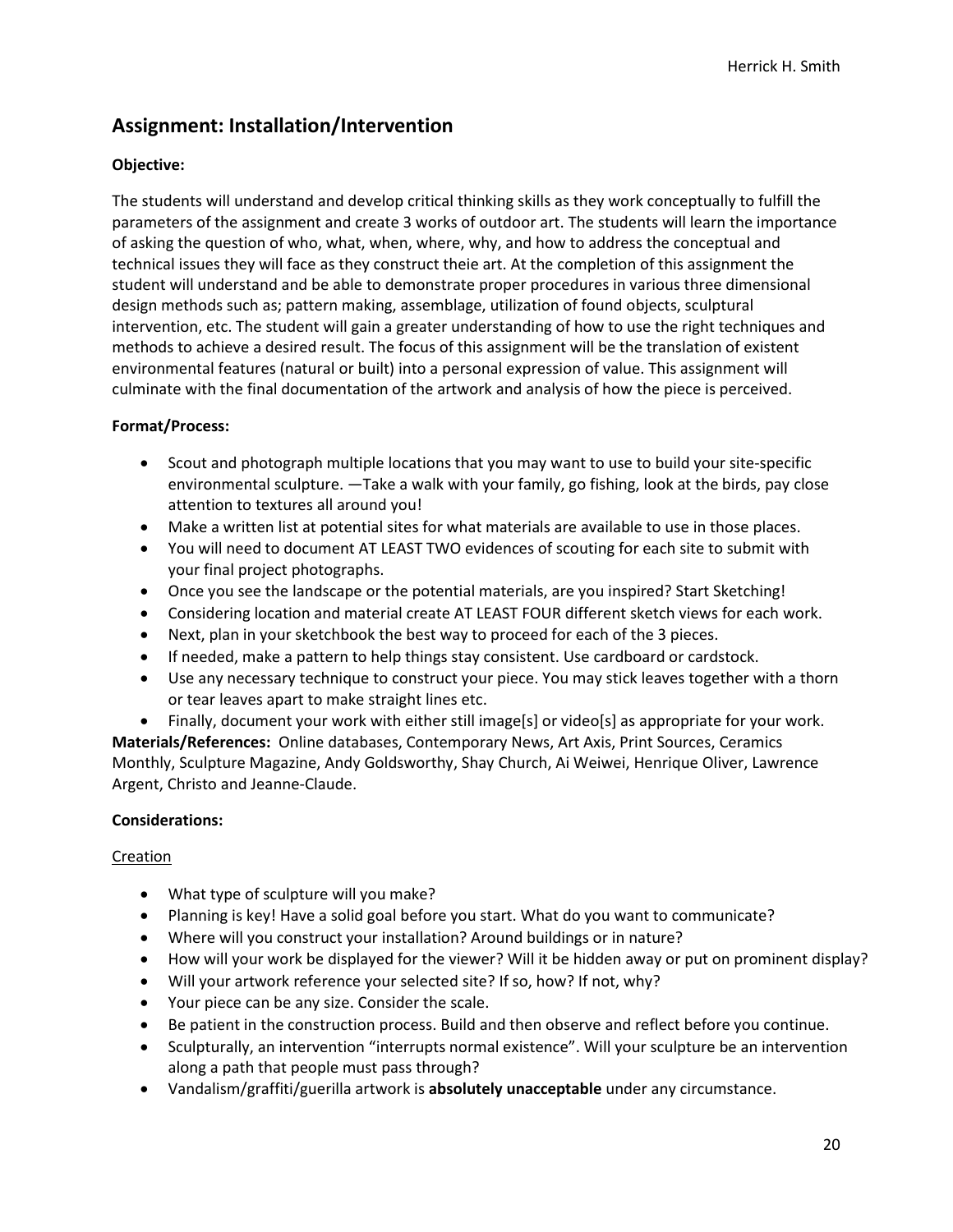## Assignment: Installation/Intervention

**Objective:**

The students will understand and develop critical thinking skills as they work conceptually to fulfill the parameters of the assignment and create 3 works of outdoor art. The students will learn the importance of asking the question of who, what, when, where, why, and how to address the conceptual and technical issues they will face as they construct theie art. At the completion of this assignment the student will understand and be able to demonstrate proper procedures in various three dimensional design methods such as; pattern making, assemblage, utilization of found objects, sculptural intervention, etc. The student will gain a greater understanding of how to use the right techniques and methods to achieve a desired result. The focus of this assignment will be the translation of existent environmental features (natural or built) into a personal expression of value. This assignment will culminate with the final documentation of the artwork and analysis of how the piece is perceived.

**Format/Process:**

- Scout and photograph multiple locations that you may want to use to build your site-specific environmental sculpture. —Take a walk with your family, go fishing, look at the birds, pay close attention to textures all around you!
- Make a written list at potential sites for what materials are available to use in those places.
- You will need to document AT LEAST TWO evidences of scouting for each site to submit with your final project photographs.
- Once you see the landscape or the potential materials, are you inspired? Start Sketching!
- Considering location and material create AT LEAST FOUR different sketch views for each work.
- Next, plan in your sketchbook the best way to proceed for each of the 3 pieces.
- If needed, make a pattern to help things stay consistent. Use cardboard or cardstock.
- Use any necessary technique to construct your piece. You may stick leaves together with a thorn or tear leaves apart to make straight lines etc.
- Finally, document your work with either still image[s] or video[s] as appropriate for your work.

**Materials/References:** Online databases, Contemporary News, Art Axis, Print Sources, Ceramics Monthly, Sculpture Magazine, Andy Goldsworthy, Shay Church, Ai Weiwei, Henrique Oliver, Lawrence Argent, Christo and Jeanne-Claude.

**Considerations:**

Creation

- What type of sculpture will you make?
- Planning is key! Have a solid goal before you start. What do you want to communicate?
- Where will you construct your installation? Around buildings or in nature?
- How will your work be displayed for the viewer? Will it be hidden away or put on prominent display?
- Will your artwork reference your selected site? If so, how? If not, why?
- Your piece can be any size. Consider the scale.
- Be patient in the construction process. Build and then observe and reflect before you continue.
- Sculpturally, an intervention "interrupts normal existence". Will your sculpture be an intervention along a path that people must pass through?
- Vandalism/graffiti/guerilla artwork is **absolutely unacceptable** under any circumstance.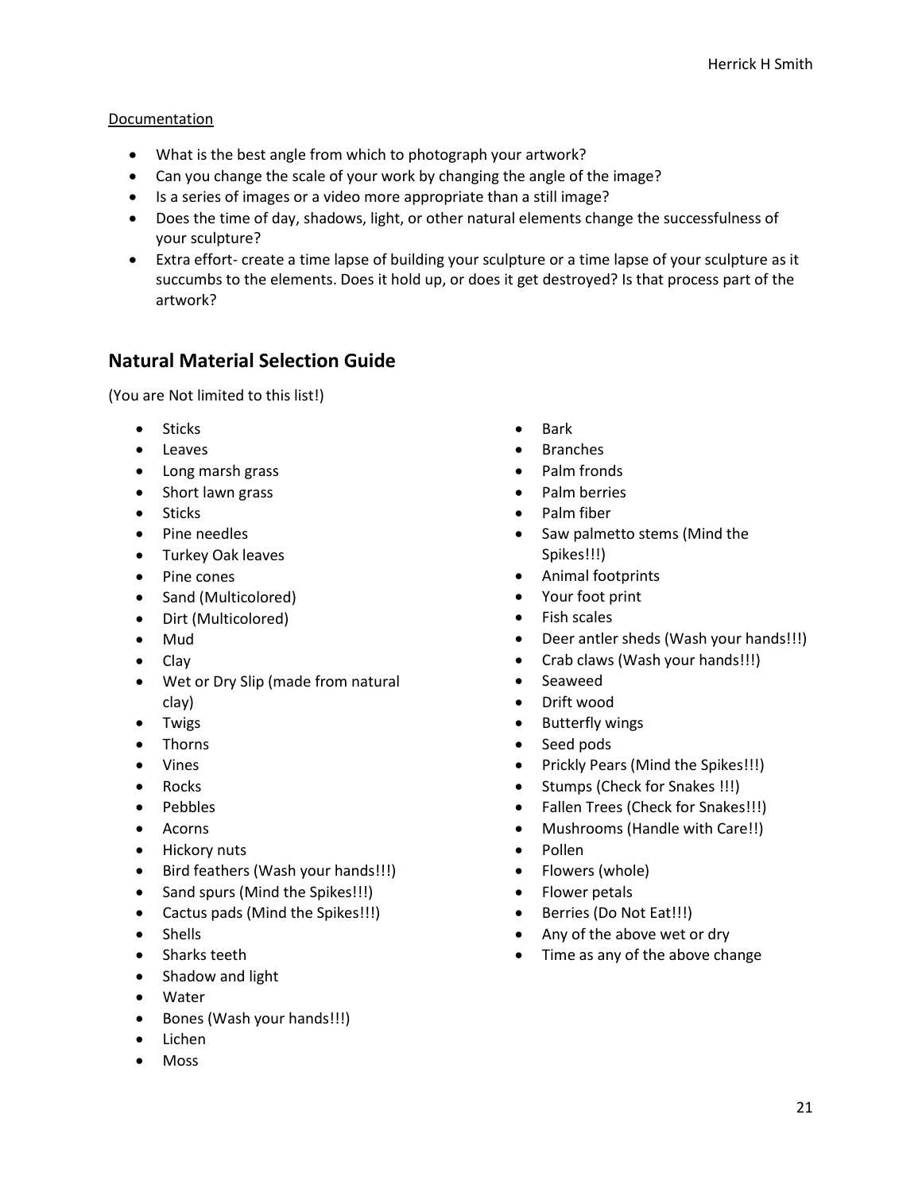Documentation

- What is the best angle from which to photograph your artwork?
- Can you change the scale of your work by changing the angle of the image?
- Is a series of images or a video more appropriate than a still image?
- Does the time of day, shadows, light, or other natural elements change the successfulness of your sculpture?
- Extra effort- create a time lapse of building your sculpture or a time lapse of your sculpture as it succumbs to the elements. Does it hold up, or does it get destroyed? Is that process part of the artwork?

## Natural Material Selection Guide

(You are Not limited to this list!)

- Sticks
- Leaves
- Long marsh grass
- Short lawn grass
- Sticks
- Pine needles
- Turkey Oak leaves
- Pine cones
- Sand (Multicolored)
- Dirt (Multicolored)
- Mud
- Clay
- Wet or Dry Slip (made from natural clay)
- Twigs
- Thorns
- Vines
- Rocks
- Pebbles
- Acorns
- Hickory nuts
- Bird feathers (Wash your hands!!!)
- Sand spurs (Mind the Spikes!!!)
- Cactus pads (Mind the Spikes!!!)
- Shells
- Sharks teeth
- Shadow and light
- Water
- Bones (Wash your hands!!!)
- Lichen
- Moss
- Bark
- Branches
- Palm fronds
- Palm berries
- Palm fiber
- Saw palmetto stems (Mind the Spikes!!!)
- Animal footprints
- Your foot print
- Fish scales
- Deer antler sheds (Wash your hands!!!)
- Crab claws (Wash your hands!!!)
- Seaweed
- Drift wood
- Butterfly wings
- Seed pods
- Prickly Pears (Mind the Spikes!!!)
- Stumps (Check for Snakes !!!)
- Fallen Trees (Check for Snakes!!!)
- Mushrooms (Handle with Care!!)
- Pollen
- Flowers (whole)
- Flower petals
- Berries (Do Not Eat!!!)
- Any of the above wet or dry
- Time as any of the above change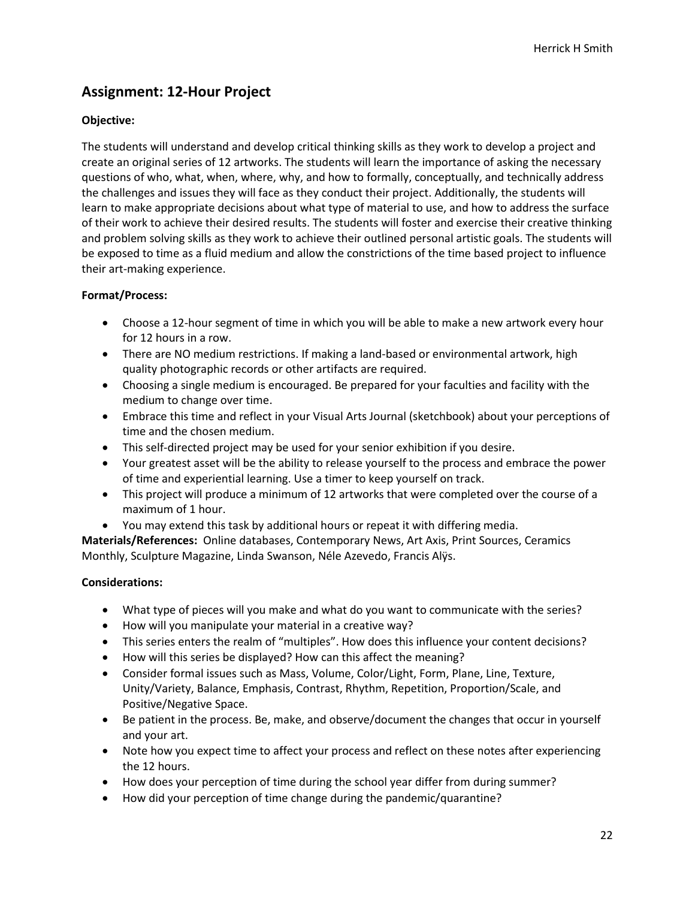## Assignment: 12-Hour Project

**Objective:**

The students will understand and develop critical thinking skills as they work to develop a project and create an original series of 12 artworks. The students will learn the importance of asking the necessary questions of who, what, when, where, why, and how to formally, conceptually, and technically address the challenges and issues they will face as they conduct their project. Additionally, the students will learn to make appropriate decisions about what type of material to use, and how to address the surface of their work to achieve their desired results. The students will foster and exercise their creative thinking and problem solving skills as they work to achieve their outlined personal artistic goals. The students will be exposed to time as a fluid medium and allow the constrictions of the time based project to influence their art-making experience.

**Format/Process:**

- Choose a 12-hour segment of time in which you will be able to make a new artwork every hour for 12 hours in a row.
- There are NO medium restrictions. If making a land-based or environmental artwork, high quality photographic records or other artifacts are required.
- Choosing a single medium is encouraged. Be prepared for your faculties and facility with the medium to change over time.
- Embrace this time and reflect in your Visual Arts Journal (sketchbook) about your perceptions of time and the chosen medium.
- This self-directed project may be used for your senior exhibition if you desire.
- Your greatest asset will be the ability to release yourself to the process and embrace the power of time and experiential learning. Use a timer to keep yourself on track.
- This project will produce a minimum of 12 artworks that were completed over the course of a maximum of 1 hour.
- You may extend this task by additional hours or repeat it with differing media.

**Materials/References:** Online databases, Contemporary News, Art Axis, Print Sources, Ceramics Monthly, Sculpture Magazine, Linda Swanson, Néle Azevedo, Francis Alÿs.

**Considerations:**

- What type of pieces will you make and what do you want to communicate with the series?
- How will you manipulate your material in a creative way?
- This series enters the realm of "multiples". How does this influence your content decisions?
- How will this series be displayed? How can this affect the meaning?
- Consider formal issues such as Mass, Volume, Color/Light, Form, Plane, Line, Texture, Unity/Variety, Balance, Emphasis, Contrast, Rhythm, Repetition, Proportion/Scale, and Positive/Negative Space.
- Be patient in the process. Be, make, and observe/document the changes that occur in yourself and your art.
- Note how you expect time to affect your process and reflect on these notes after experiencing the 12 hours.
- How does your perception of time during the school year differ from during summer?
- How did your perception of time change during the pandemic/quarantine?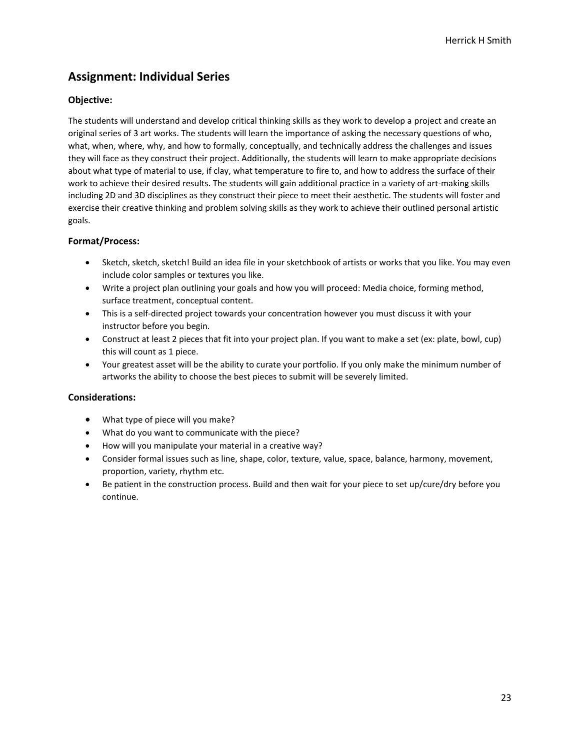## Assignment: Individual Series

### Objective:

The students will understand and develop critical thinking skills as they work to develop a project and create an original series of 3 art works. The students will learn the importance of asking the necessary questions of who, what, when, where, why, and how to formally, conceptually, and technically address the challenges and issues they will face as they construct their project. Additionally, the students will learn to make appropriate decisions about what type of material to use, if clay, what temperature to fire to, and how to address the surface of their work to achieve their desired results. The students will gain additional practice in a variety of art-making skills including 2D and 3D disciplines as they construct their piece to meet their aesthetic. The students will foster and exercise their creative thinking and problem solving skills as they work to achieve their outlined personal artistic goals.

### Format/Process:

- Sketch, sketch, sketch! Build an idea file in your sketchbook of artists or works that you like. You may even include color samples or textures you like.
- Write a project plan outlining your goals and how you will proceed: Media choice, forming method, surface treatment, conceptual content.
- This is a self-directed project towards your concentration however you must discuss it with your instructor before you begin.
- Construct at least 2 pieces that fit into your project plan. If you want to make a set (ex: plate, bowl, cup) this will count as 1 piece.
- Your greatest asset will be the ability to curate your portfolio. If you only make the minimum number of artworks the ability to choose the best pieces to submit will be severely limited.

### Considerations:

- What type of piece will you make?
- What do you want to communicate with the piece?
- How will you manipulate your material in a creative way?
- Consider formal issues such as line, shape, color, texture, value, space, balance, harmony, movement, proportion, variety, rhythm etc.
- Be patient in the construction process. Build and then wait for your piece to set up/cure/dry before you continue.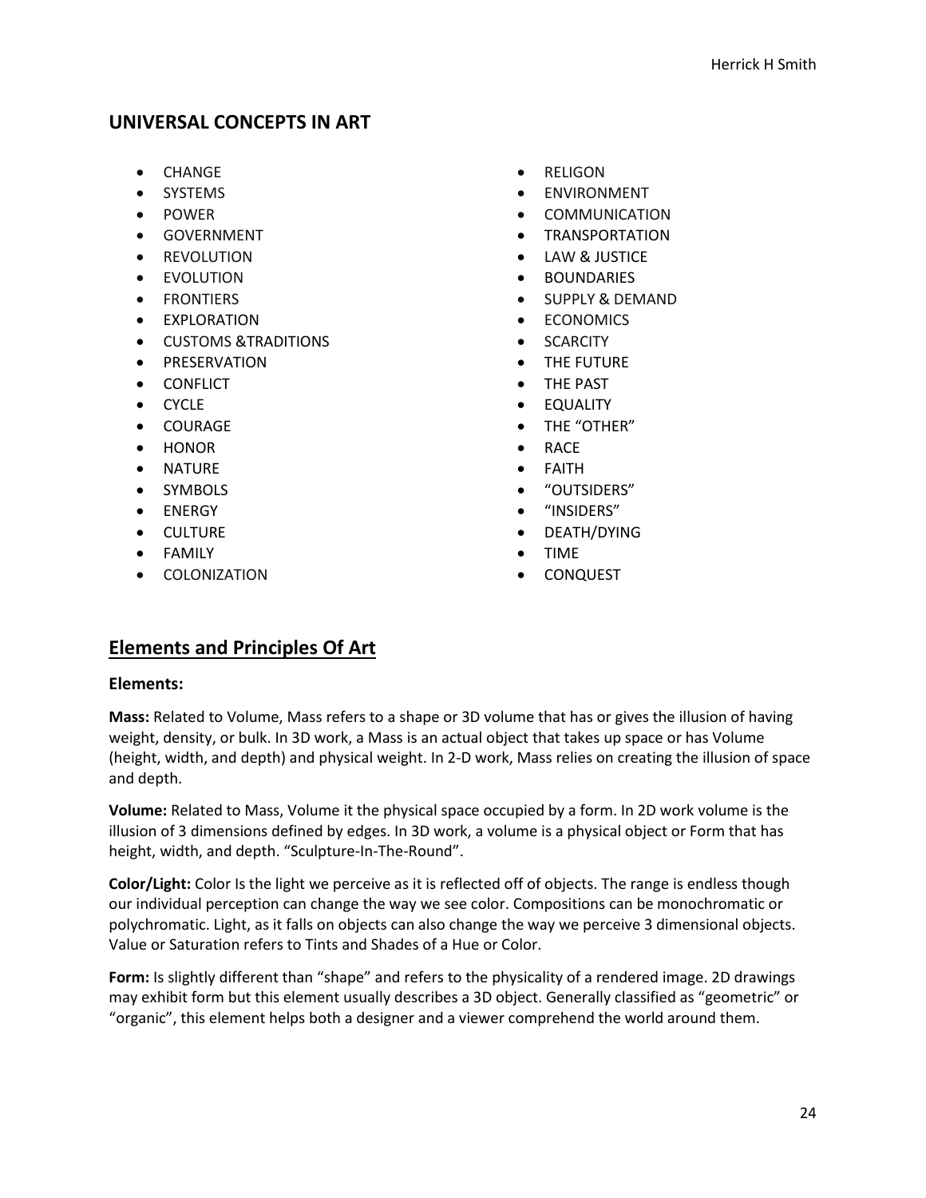## UNIVERSAL CONCEPTS IN ART

- CHANGE
- SYSTEMS
- POWER
- GOVERNMENT
- REVOLUTION
- EVOLUTION
- FRONTIERS
- EXPLORATION
- CUSTOMS &TRADITIONS
- PRESERVATION
- CONFLICT
- CYCLE
- COURAGE
- HONOR
- NATURE
- SYMBOLS
- ENERGY
- CULTURE
- FAMILY
- COLONIZATION
- RELIGON
- ENVIRONMENT
- COMMUNICATION
- TRANSPORTATION
- LAW & JUSTICE
- BOUNDARIES
- SUPPLY & DEMAND
- ECONOMICS
- SCARCITY
- THE FUTURE
- THE PAST
- EQUALITY
- THE “OTHER”
- RACE
- FAITH
- “OUTSIDERS”
- “INSIDERS”
- DEATH/DYING
- TIME
- CONQUEST

## Elements and Principles Of Art

### Elements:

**Mass:** Related to Volume, Mass refers to a shape or 3D volume that has or gives the illusion of having weight, density, or bulk. In 3D work, a Mass is an actual object that takes up space or has Volume (height, width, and depth) and physical weight. In 2-D work, Mass relies on creating the illusion of space and depth.

**Volume:** Related to Mass, Volume it the physical space occupied by a form. In 2D work volume is the illusion of 3 dimensions defined by edges. In 3D work, a volume is a physical object or Form that has height, width, and depth. “Sculpture-In-The-Round”.

**Color/Light:** Color Is the light we perceive as it is reflected off of objects. The range is endless though our individual perception can change the way we see color. Compositions can be monochromatic or polychromatic. Light, as it falls on objects can also change the way we perceive 3 dimensional objects. Value or Saturation refers to Tints and Shades of a Hue or Color.

**Form:** Is slightly different than “shape” and refers to the physicality of a rendered image. 2D drawings may exhibit form but this element usually describes a 3D object. Generally classified as “geometric” or “organic”, this element helps both a designer and a viewer comprehend the world around them.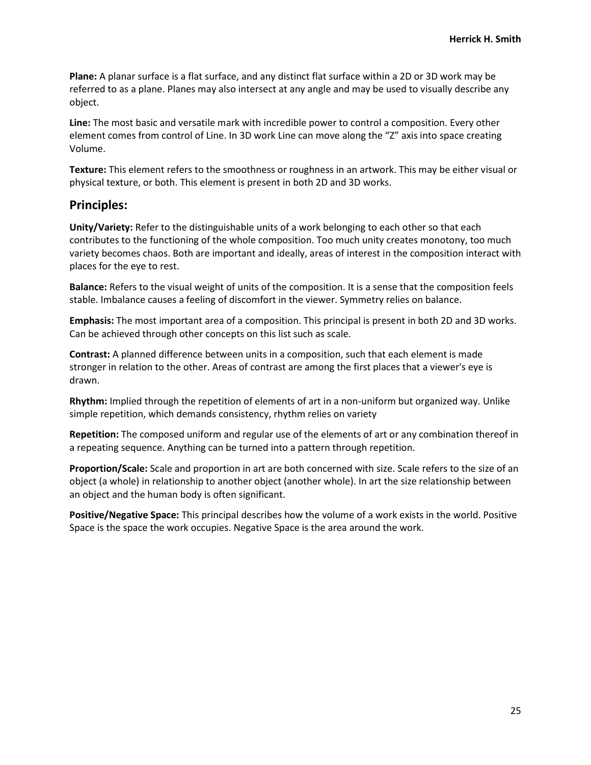**Plane:** A planar surface is a flat surface, and any distinct flat surface within a 2D or 3D work may be referred to as a plane. Planes may also intersect at any angle and may be used to visually describe any object.

**Line:** The most basic and versatile mark with incredible power to control a composition. Every other element comes from control of Line. In 3D work Line can move along the "Z" axis into space creating Volume.

**Texture:** This element refers to the smoothness or roughness in an artwork. This may be either visual or physical texture, or both. This element is present in both 2D and 3D works.

## Principles:

**Unity/Variety:** Refer to the distinguishable units of a work belonging to each other so that each contributes to the functioning of the whole composition. Too much unity creates monotony, too much variety becomes chaos. Both are important and ideally, areas of interest in the composition interact with places for the eye to rest.

**Balance:** Refers to the visual weight of units of the composition. It is a sense that the composition feels stable. Imbalance causes a feeling of discomfort in the viewer. Symmetry relies on balance.

**Emphasis:** The most important area of a composition. This principal is present in both 2D and 3D works. Can be achieved through other concepts on this list such as scale.

**Contrast:** A planned difference between units in a composition, such that each element is made stronger in relation to the other. Areas of contrast are among the first places that a viewer's eye is drawn.

**Rhythm:** Implied through the repetition of elements of art in a non-uniform but organized way. Unlike simple repetition, which demands consistency, rhythm relies on variety

**Repetition:** The composed uniform and regular use of the elements of art or any combination thereof in a repeating sequence. Anything can be turned into a pattern through repetition.

**Proportion/Scale:** Scale and proportion in art are both concerned with size. Scale refers to the size of an object (a whole) in relationship to another object (another whole). In art the size relationship between an object and the human body is often significant.

**Positive/Negative Space:** This principal describes how the volume of a work exists in the world. Positive Space is the space the work occupies. Negative Space is the area around the work.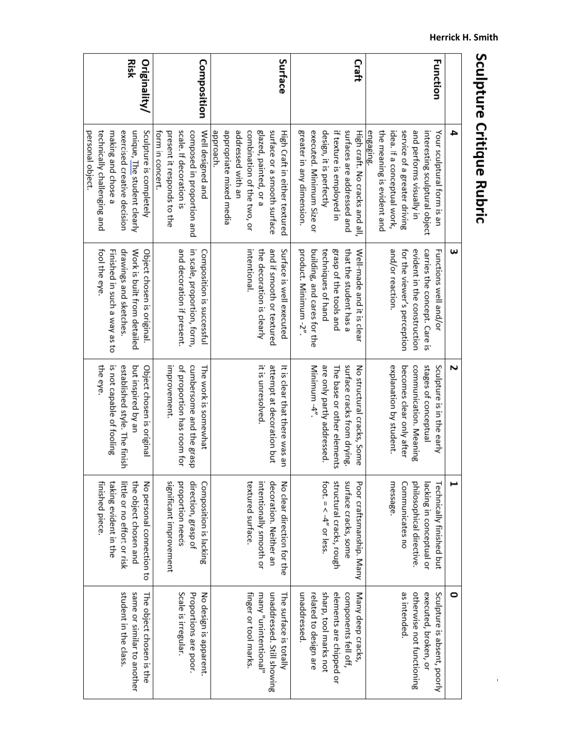# Sculpture Critique Rubric

| | 4 | 3 | 2 | 1 | 0 |
|---|---|---|---|---|---|
| **Function** | Your sculptural form is an interesting sculptural object and performs visually in service of a greater driving idea. If a conceptual work, the meaning is evident and engaging. | Functions well and/or carries the concept. Care is evident in the construction for the viewer's perception and/or reaction. | Sculpture is in the early stages of conceptual communication. Meaning becomes clear only after explanation by student. | Technically finished but lacking in conceptual or philosophical directive. Communicates no message. | Sculpture is absent, poorly executed, broken, or otherwise not functioning as intended. |
| **Craft** | High craft. No cracks and all, surfaces are addressed and if texture is employed in design, it is perfectly executed. Minimum Size or greater in any dimension. | Well-made and it is clear that the student has a grasp of the tools and techniques of hand building, and cares for the product. Minimum -2". | No structural cracks, Some surface cracks from drying. The base or other elements are only partly addressed. Minimum -4". | Poor craftsmanship. Many surface cracks, some structural cracks, rough foot. = < -4" or less. | Many deep cracks, components fell off, elements are chipped or sharp, tool marks not related to design are unaddressed. |
| **Surface** | High Craft in either textured surface or a smooth surface glazed, painted, or a combination of the two, or addressed with an appropriate mixed media approach. | Surface is well executed and if smooth or textured the decoration is clearly intentional. | It is clear that there was an attempt at decoration but it is unresolved. | No clear direction for the decoration. Neither an intentionally smooth or textured surface. | The surface is totally unaddressed. Still showing many "unintentional" finger or tool marks. |
| **Composition** | Well designed and composed in proportion and scale. If decoration is present it responds to the form in concert. | Composition is successful in scale, proportion, form, and decoration if present. | The work is somewhat cumbersome and the grasp of proportion has room for improvement. | Composition is lacking direction, grasp of proportion needs significant improvement | No design is apparent. Proportions are poor. Scale is irregular. |
| **Originality/ Risk** | Sculpture is completely unique, The student clearly exercised creative decision making and chose a technically challenging and personal object. | Object chosen is original. Work is built from detailed drawings and sketches. Finished in such a way as to fool the eye. | Object chosen is original but inspired by an established style. The finish is not capable of fooling the eye. | No personal connection to the object chosen and little or no effort or risk taking evident in the finished piece. | The object chosen is the same or similar to another student in the class. |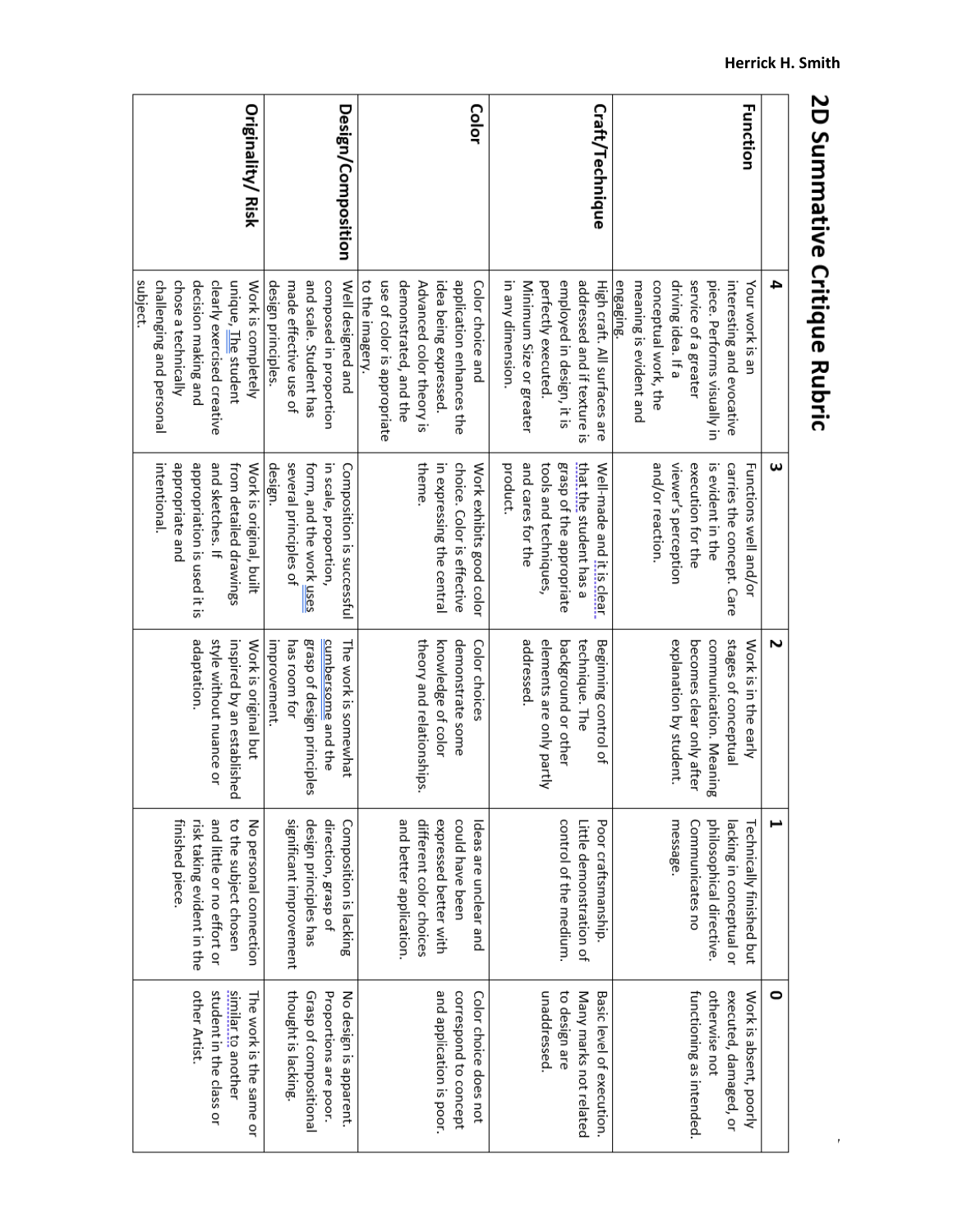# 2D Summative Critique Rubric

| | 4 | 3 | 2 | 1 | 0 |
|---|---|---|---|---|---|
| **Function** | Your work is an interesting and evocative piece. Performs visually in service of a greater driving idea. If a conceptual work, the meaning is evident and engaging. | Functions well and/or carries the concept. Care is evident in the execution for the viewer's perception and/or reaction. | Work is in the early stages of conceptual communication. Meaning becomes clear only after explanation by student. | Technically finished but lacking in conceptual or philosophical directive. Communicates no message. | Work is absent, poorly executed, damaged, or otherwise not functioning as intended. |
| **Craft/Technique** | High craft. All surfaces are addressed and if texture is employed in design, it is perfectly executed. Minimum Size or greater in any dimension. | Well-made and it is clear that the student has a grasp of the appropriate tools and techniques, and cares for the product. | Beginning control of technique. The background or other elements are only partly addressed. | Poor craftsmanship. Little demonstration of control of the medium. | Basic level of execution. Many marks not related to design are unaddressed. |
| **Color** | Color choice and application enhances the idea being expressed. Advanced color theory is demonstrated, and the use of color is appropriate to the imagery. | Work exhibits good color choice. Color is effective in expressing the central theme. | Color choices demonstrate some knowledge of color theory and relationships. | Ideas are unclear and could have been expressed better with different color choices and better application. | Color choice does not correspond to concept and application is poor. |
| **Design/Composition** | Well designed and composed in proportion and scale. Student has made effective use of design principles. | Composition is successful in scale, proportion, form, and the work uses several principles of design. | The work is somewhat cumbersome and the grasp of design principles has room for improvement. | Composition is lacking direction, grasp of design principles has significant improvement | No design is apparent. Proportions are poor. Grasp of compositional thought is lacking. |
| **Originality/ Risk** | Work is completely unique, The student clearly exercised creative decision making and chose a technically challenging and personal subject. | Work is original, built from detailed drawings and sketches. If appropriation is used it is appropriate and intentional. | Work is original but inspired by an established style without nuance or adaptation. | No personal connection to the subject chosen and little or no effort or risk taking evident in the finished piece. | The work is the same or similar to another student in the class or other Artist. |